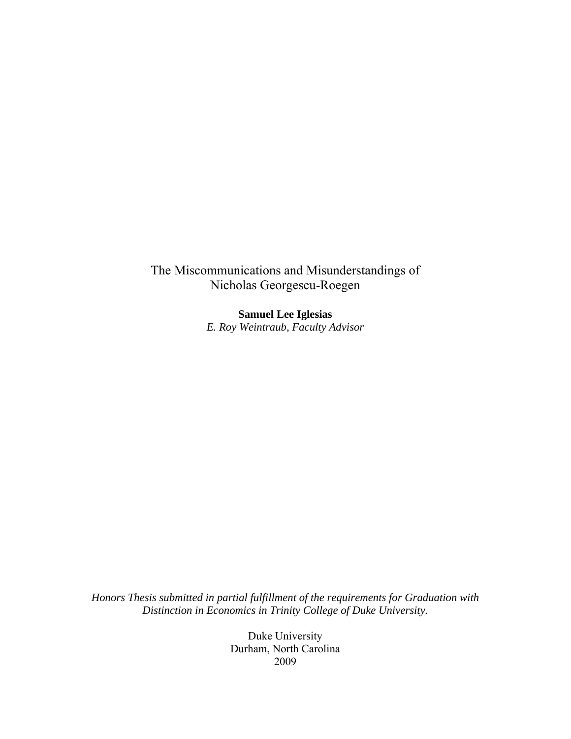# The Miscommunications and Misunderstandings of Nicholas Georgescu-Roegen

**Samuel Lee Iglesias**

*E. Roy Weintraub, Faculty Advisor*

*Honors Thesis submitted in partial fulfillment of the requirements for Graduation with Distinction in Economics in Trinity College of Duke University.*

Duke University
Durham, North Carolina
2009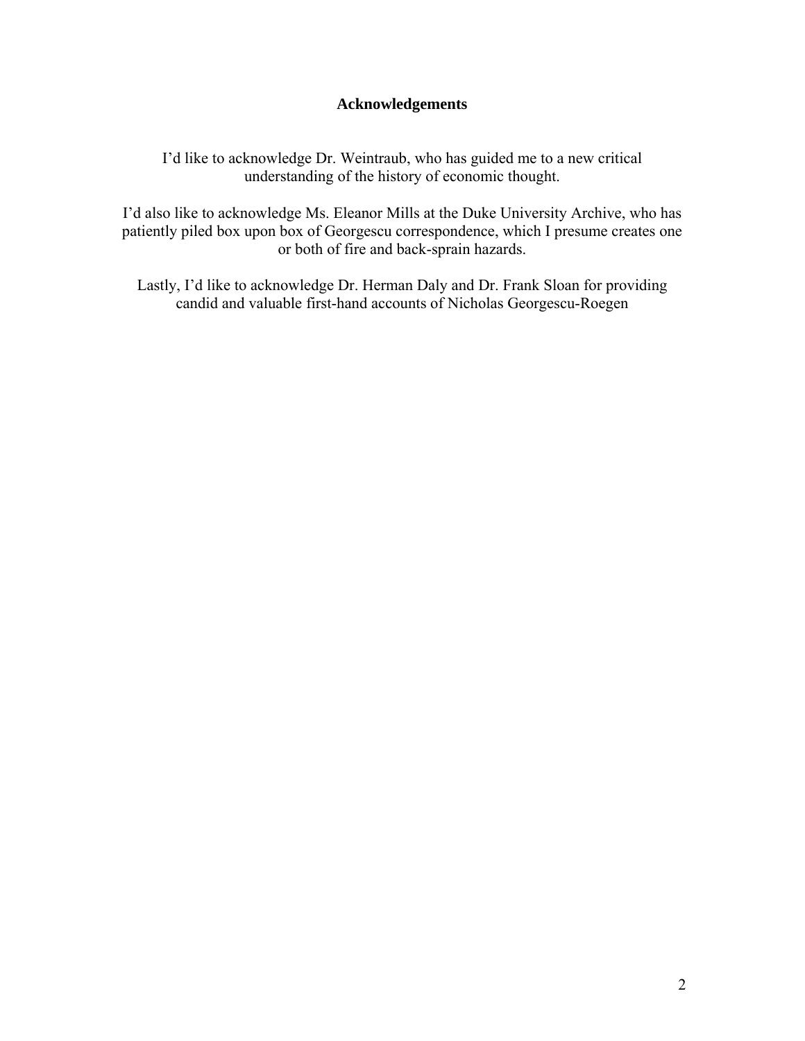# Acknowledgements

I'd like to acknowledge Dr. Weintraub, who has guided me to a new critical understanding of the history of economic thought.

I'd also like to acknowledge Ms. Eleanor Mills at the Duke University Archive, who has patiently piled box upon box of Georgescu correspondence, which I presume creates one or both of fire and back-sprain hazards.

Lastly, I'd like to acknowledge Dr. Herman Daly and Dr. Frank Sloan for providing candid and valuable first-hand accounts of Nicholas Georgescu-Roegen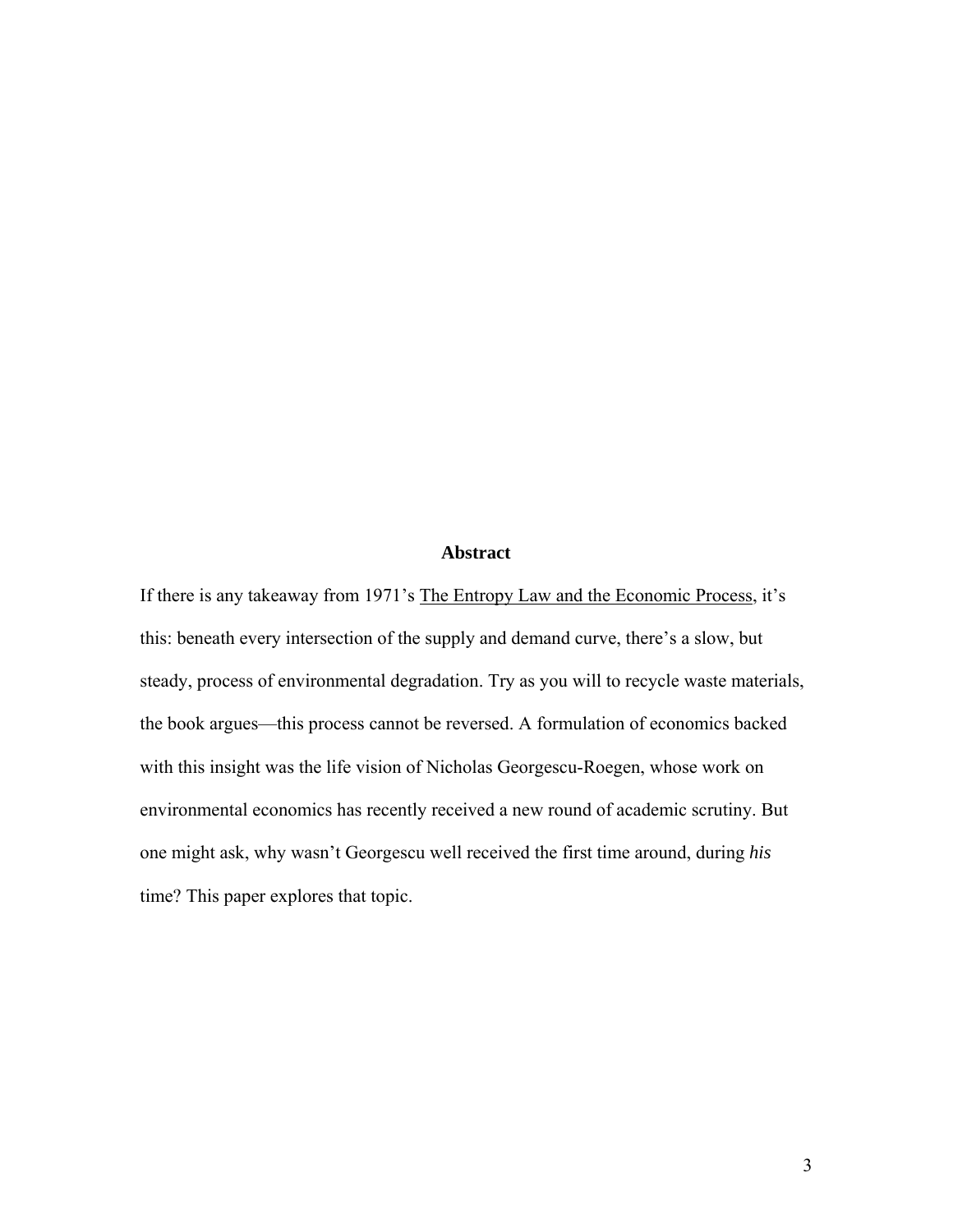## Abstract

If there is any takeaway from 1971's The Entropy Law and the Economic Process, it's this: beneath every intersection of the supply and demand curve, there's a slow, but steady, process of environmental degradation. Try as you will to recycle waste materials, the book argues—this process cannot be reversed. A formulation of economics backed with this insight was the life vision of Nicholas Georgescu-Roegen, whose work on environmental economics has recently received a new round of academic scrutiny. But one might ask, why wasn't Georgescu well received the first time around, during *his* time? This paper explores that topic.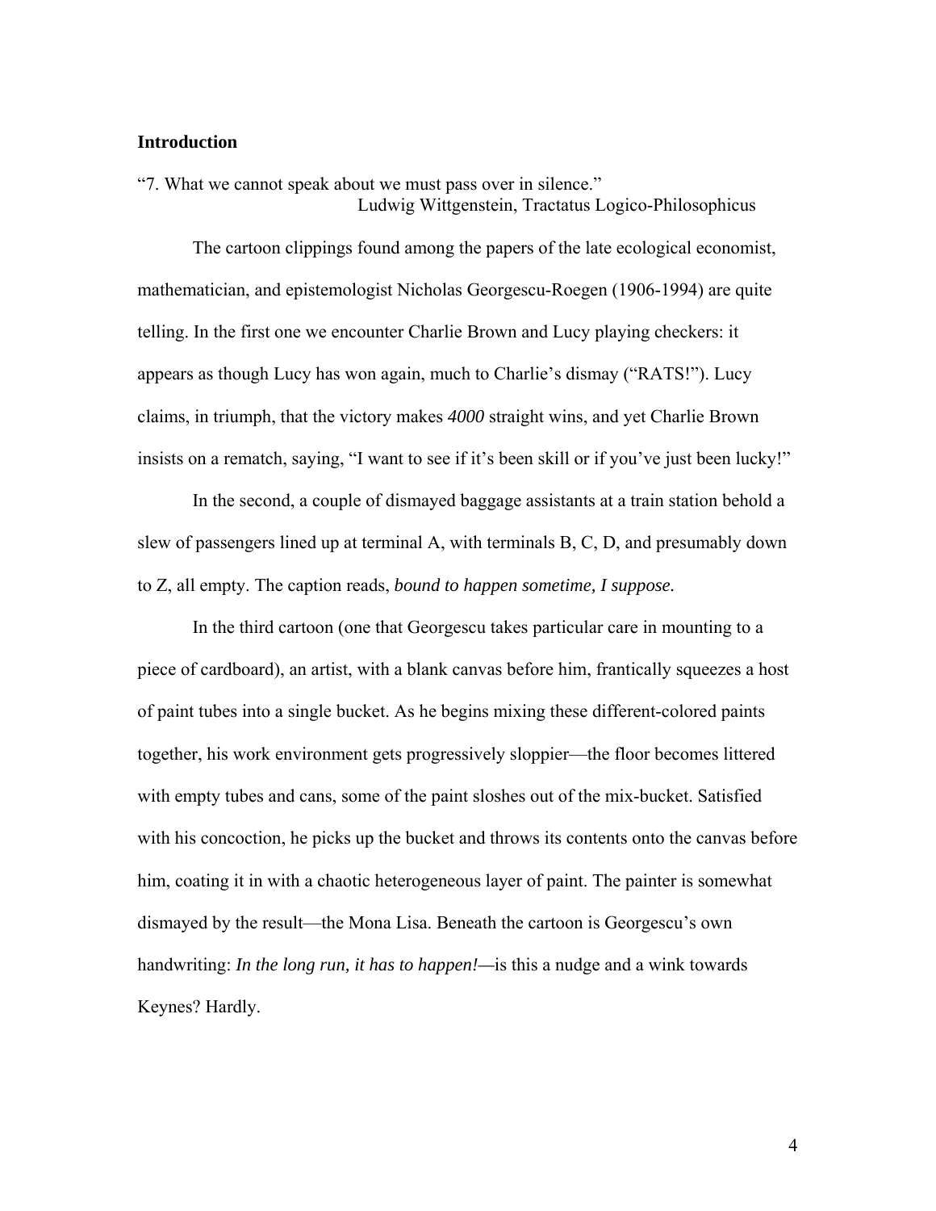**Introduction**

"7. What we cannot speak about we must pass over in silence."
Ludwig Wittgenstein, Tractatus Logico-Philosophicus

The cartoon clippings found among the papers of the late ecological economist, mathematician, and epistemologist Nicholas Georgescu-Roegen (1906-1994) are quite telling. In the first one we encounter Charlie Brown and Lucy playing checkers: it appears as though Lucy has won again, much to Charlie's dismay ("RATS!"). Lucy claims, in triumph, that the victory makes *4000* straight wins, and yet Charlie Brown insists on a rematch, saying, "I want to see if it's been skill or if you've just been lucky!"

In the second, a couple of dismayed baggage assistants at a train station behold a slew of passengers lined up at terminal A, with terminals B, C, D, and presumably down to Z, all empty. The caption reads, *bound to happen sometime, I suppose.*

In the third cartoon (one that Georgescu takes particular care in mounting to a piece of cardboard), an artist, with a blank canvas before him, frantically squeezes a host of paint tubes into a single bucket. As he begins mixing these different-colored paints together, his work environment gets progressively sloppier—the floor becomes littered with empty tubes and cans, some of the paint sloshes out of the mix-bucket. Satisfied with his concoction, he picks up the bucket and throws its contents onto the canvas before him, coating it in with a chaotic heterogeneous layer of paint. The painter is somewhat dismayed by the result—the Mona Lisa. Beneath the cartoon is Georgescu's own handwriting: *In the long run, it has to happen!*—is this a nudge and a wink towards Keynes? Hardly.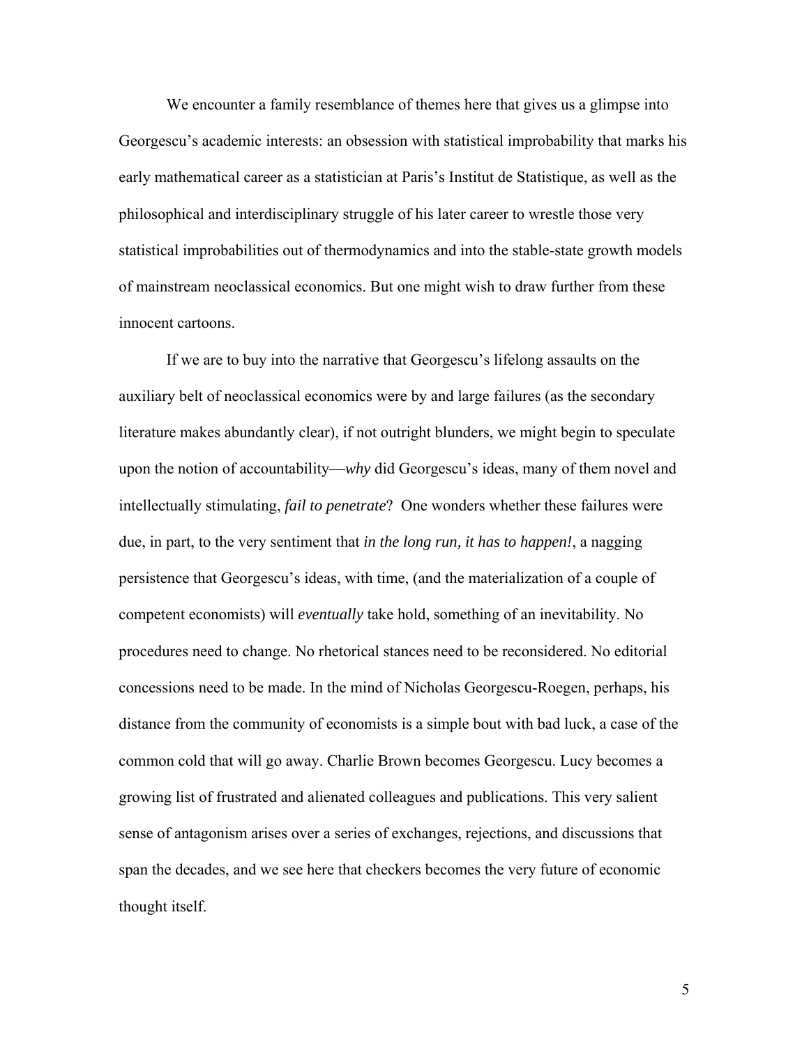We encounter a family resemblance of themes here that gives us a glimpse into Georgescu's academic interests: an obsession with statistical improbability that marks his early mathematical career as a statistician at Paris's Institut de Statistique, as well as the philosophical and interdisciplinary struggle of his later career to wrestle those very statistical improbabilities out of thermodynamics and into the stable-state growth models of mainstream neoclassical economics. But one might wish to draw further from these innocent cartoons.

If we are to buy into the narrative that Georgescu's lifelong assaults on the auxiliary belt of neoclassical economics were by and large failures (as the secondary literature makes abundantly clear), if not outright blunders, we might begin to speculate upon the notion of accountability—*why* did Georgescu's ideas, many of them novel and intellectually stimulating, *fail to penetrate*? One wonders whether these failures were due, in part, to the very sentiment that *in the long run, it has to happen!*, a nagging persistence that Georgescu's ideas, with time, (and the materialization of a couple of competent economists) will *eventually* take hold, something of an inevitability. No procedures need to change. No rhetorical stances need to be reconsidered. No editorial concessions need to be made. In the mind of Nicholas Georgescu-Roegen, perhaps, his distance from the community of economists is a simple bout with bad luck, a case of the common cold that will go away. Charlie Brown becomes Georgescu. Lucy becomes a growing list of frustrated and alienated colleagues and publications. This very salient sense of antagonism arises over a series of exchanges, rejections, and discussions that span the decades, and we see here that checkers becomes the very future of economic thought itself.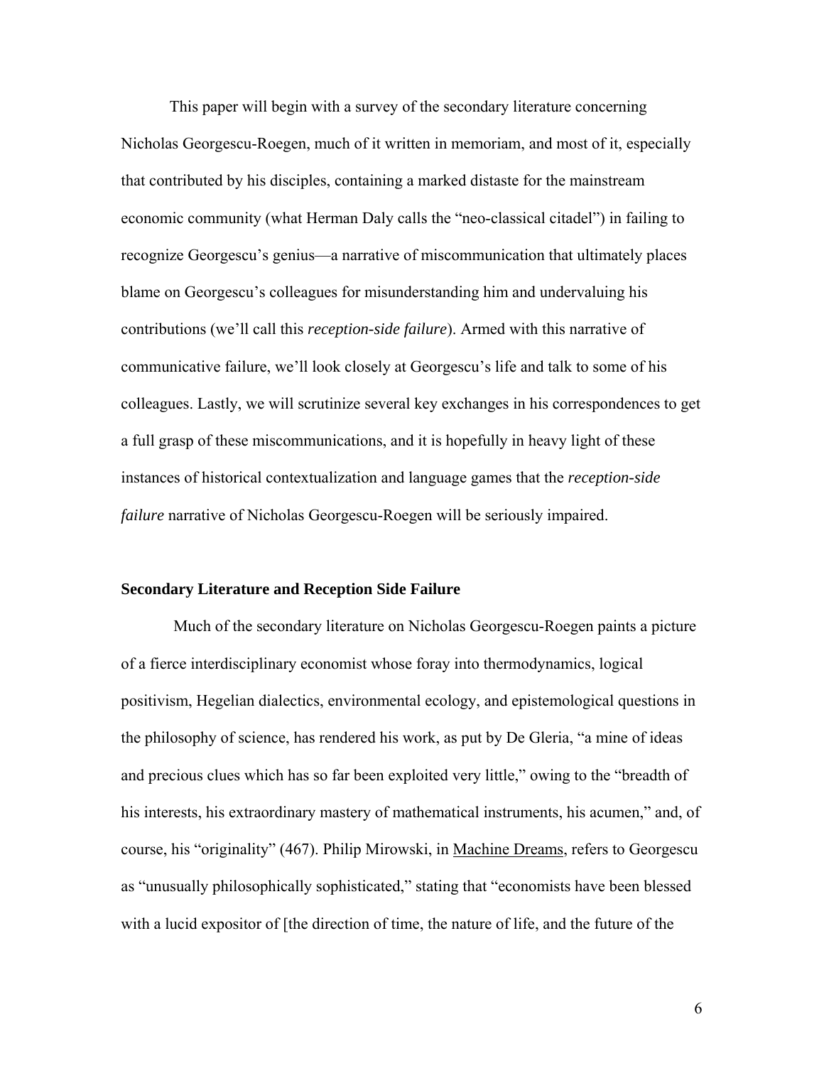This paper will begin with a survey of the secondary literature concerning Nicholas Georgescu-Roegen, much of it written in memoriam, and most of it, especially that contributed by his disciples, containing a marked distaste for the mainstream economic community (what Herman Daly calls the "neo-classical citadel") in failing to recognize Georgescu's genius—a narrative of miscommunication that ultimately places blame on Georgescu's colleagues for misunderstanding him and undervaluing his contributions (we'll call this *reception-side failure*). Armed with this narrative of communicative failure, we'll look closely at Georgescu's life and talk to some of his colleagues. Lastly, we will scrutinize several key exchanges in his correspondences to get a full grasp of these miscommunications, and it is hopefully in heavy light of these instances of historical contextualization and language games that the *reception-side failure* narrative of Nicholas Georgescu-Roegen will be seriously impaired.

## Secondary Literature and Reception Side Failure

Much of the secondary literature on Nicholas Georgescu-Roegen paints a picture of a fierce interdisciplinary economist whose foray into thermodynamics, logical positivism, Hegelian dialectics, environmental ecology, and epistemological questions in the philosophy of science, has rendered his work, as put by De Gleria, "a mine of ideas and precious clues which has so far been exploited very little," owing to the "breadth of his interests, his extraordinary mastery of mathematical instruments, his acumen," and, of course, his "originality" (467). Philip Mirowski, in Machine Dreams, refers to Georgescu as "unusually philosophically sophisticated," stating that "economists have been blessed with a lucid expositor of [the direction of time, the nature of life, and the future of the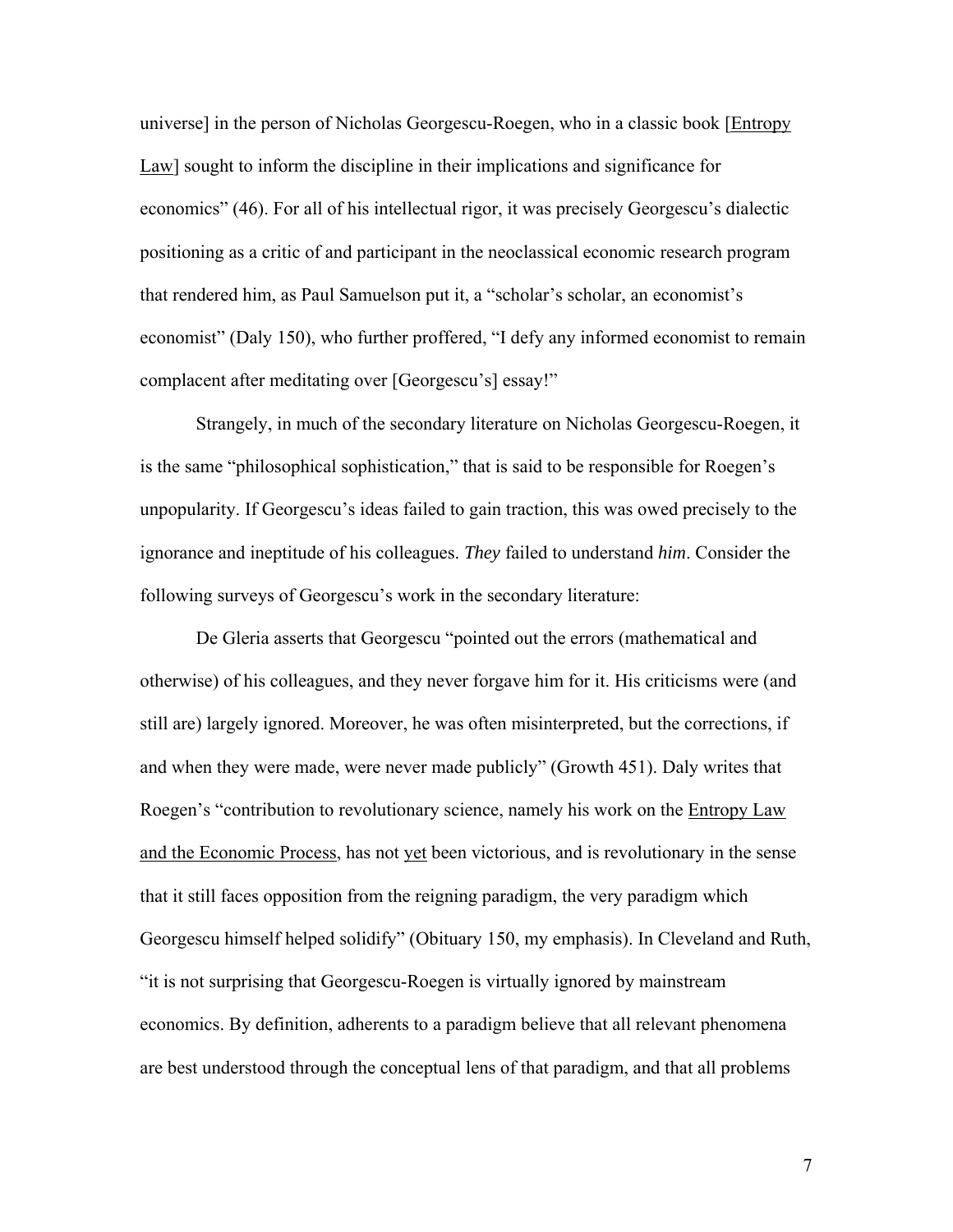universe] in the person of Nicholas Georgescu-Roegen, who in a classic book [Entropy Law] sought to inform the discipline in their implications and significance for economics" (46). For all of his intellectual rigor, it was precisely Georgescu's dialectic positioning as a critic of and participant in the neoclassical economic research program that rendered him, as Paul Samuelson put it, a "scholar's scholar, an economist's economist" (Daly 150), who further proffered, "I defy any informed economist to remain complacent after meditating over [Georgescu's] essay!"

Strangely, in much of the secondary literature on Nicholas Georgescu-Roegen, it is the same "philosophical sophistication," that is said to be responsible for Roegen's unpopularity. If Georgescu's ideas failed to gain traction, this was owed precisely to the ignorance and ineptitude of his colleagues. *They* failed to understand *him*. Consider the following surveys of Georgescu's work in the secondary literature:

De Gleria asserts that Georgescu "pointed out the errors (mathematical and otherwise) of his colleagues, and they never forgave him for it. His criticisms were (and still are) largely ignored. Moreover, he was often misinterpreted, but the corrections, if and when they were made, were never made publicly" (Growth 451). Daly writes that Roegen's "contribution to revolutionary science, namely his work on the <u>Entropy Law and the Economic Process</u>, has not <u>yet</u> been victorious, and is revolutionary in the sense that it still faces opposition from the reigning paradigm, the very paradigm which Georgescu himself helped solidify" (Obituary 150, my emphasis). In Cleveland and Ruth, "it is not surprising that Georgescu-Roegen is virtually ignored by mainstream economics. By definition, adherents to a paradigm believe that all relevant phenomena are best understood through the conceptual lens of that paradigm, and that all problems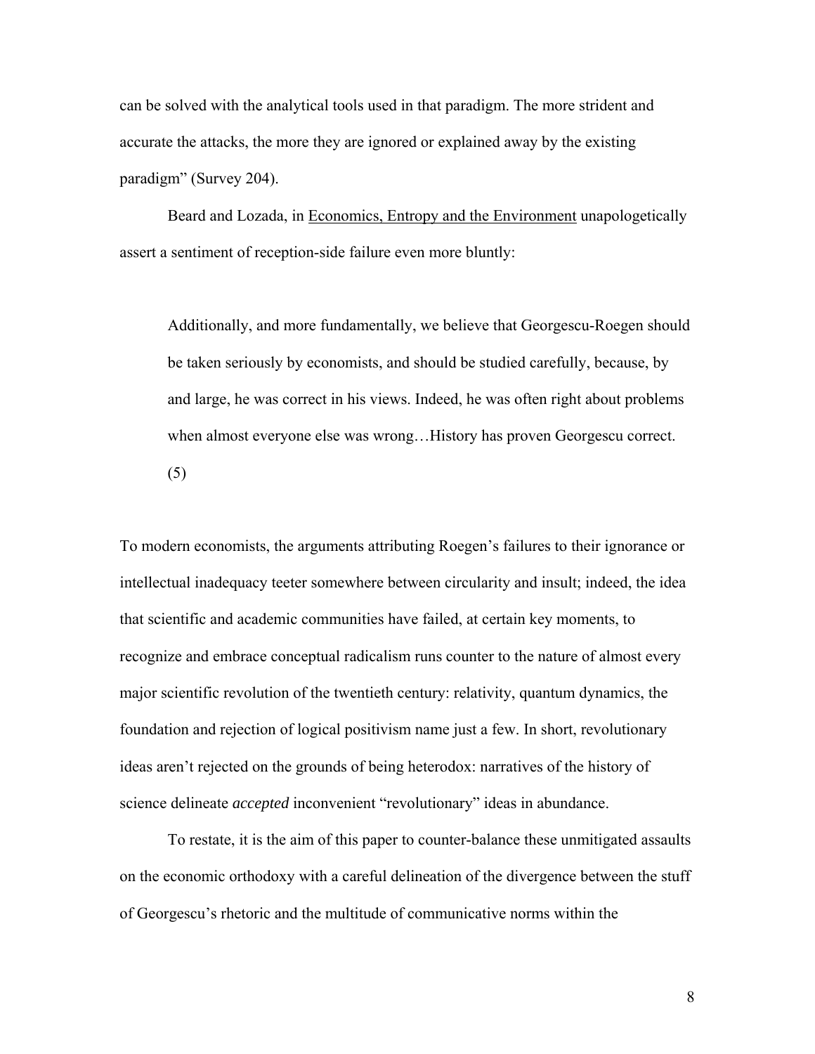can be solved with the analytical tools used in that paradigm. The more strident and accurate the attacks, the more they are ignored or explained away by the existing paradigm" (Survey 204).

Beard and Lozada, in Economics, Entropy and the Environment unapologetically assert a sentiment of reception-side failure even more bluntly:

> Additionally, and more fundamentally, we believe that Georgescu-Roegen should be taken seriously by economists, and should be studied carefully, because, by and large, he was correct in his views. Indeed, he was often right about problems when almost everyone else was wrong…History has proven Georgescu correct. (5)

To modern economists, the arguments attributing Roegen's failures to their ignorance or intellectual inadequacy teeter somewhere between circularity and insult; indeed, the idea that scientific and academic communities have failed, at certain key moments, to recognize and embrace conceptual radicalism runs counter to the nature of almost every major scientific revolution of the twentieth century: relativity, quantum dynamics, the foundation and rejection of logical positivism name just a few. In short, revolutionary ideas aren't rejected on the grounds of being heterodox: narratives of the history of science delineate *accepted* inconvenient "revolutionary" ideas in abundance.

To restate, it is the aim of this paper to counter-balance these unmitigated assaults on the economic orthodoxy with a careful delineation of the divergence between the stuff of Georgescu's rhetoric and the multitude of communicative norms within the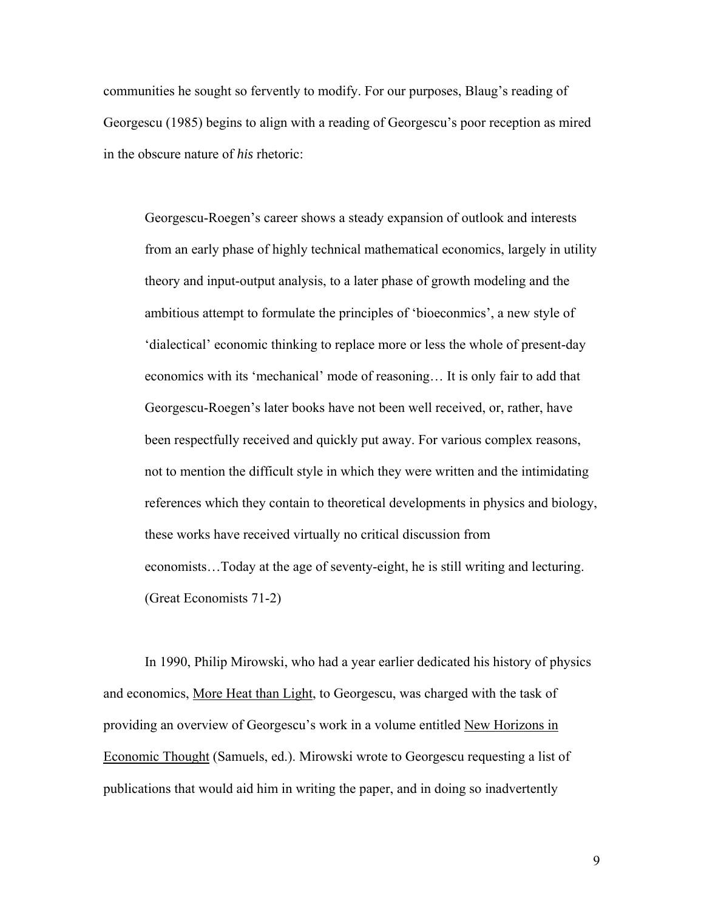communities he sought so fervently to modify. For our purposes, Blaug's reading of Georgescu (1985) begins to align with a reading of Georgescu's poor reception as mired in the obscure nature of *his* rhetoric:

> Georgescu-Roegen's career shows a steady expansion of outlook and interests from an early phase of highly technical mathematical economics, largely in utility theory and input-output analysis, to a later phase of growth modeling and the ambitious attempt to formulate the principles of 'bioeconmics', a new style of 'dialectical' economic thinking to replace more or less the whole of present-day economics with its 'mechanical' mode of reasoning… It is only fair to add that Georgescu-Roegen's later books have not been well received, or, rather, have been respectfully received and quickly put away. For various complex reasons, not to mention the difficult style in which they were written and the intimidating references which they contain to theoretical developments in physics and biology, these works have received virtually no critical discussion from economists…Today at the age of seventy-eight, he is still writing and lecturing. (Great Economists 71-2)

In 1990, Philip Mirowski, who had a year earlier dedicated his history of physics and economics, <u>More Heat than Light</u>, to Georgescu, was charged with the task of providing an overview of Georgescu's work in a volume entitled <u>New Horizons in Economic Thought</u> (Samuels, ed.). Mirowski wrote to Georgescu requesting a list of publications that would aid him in writing the paper, and in doing so inadvertently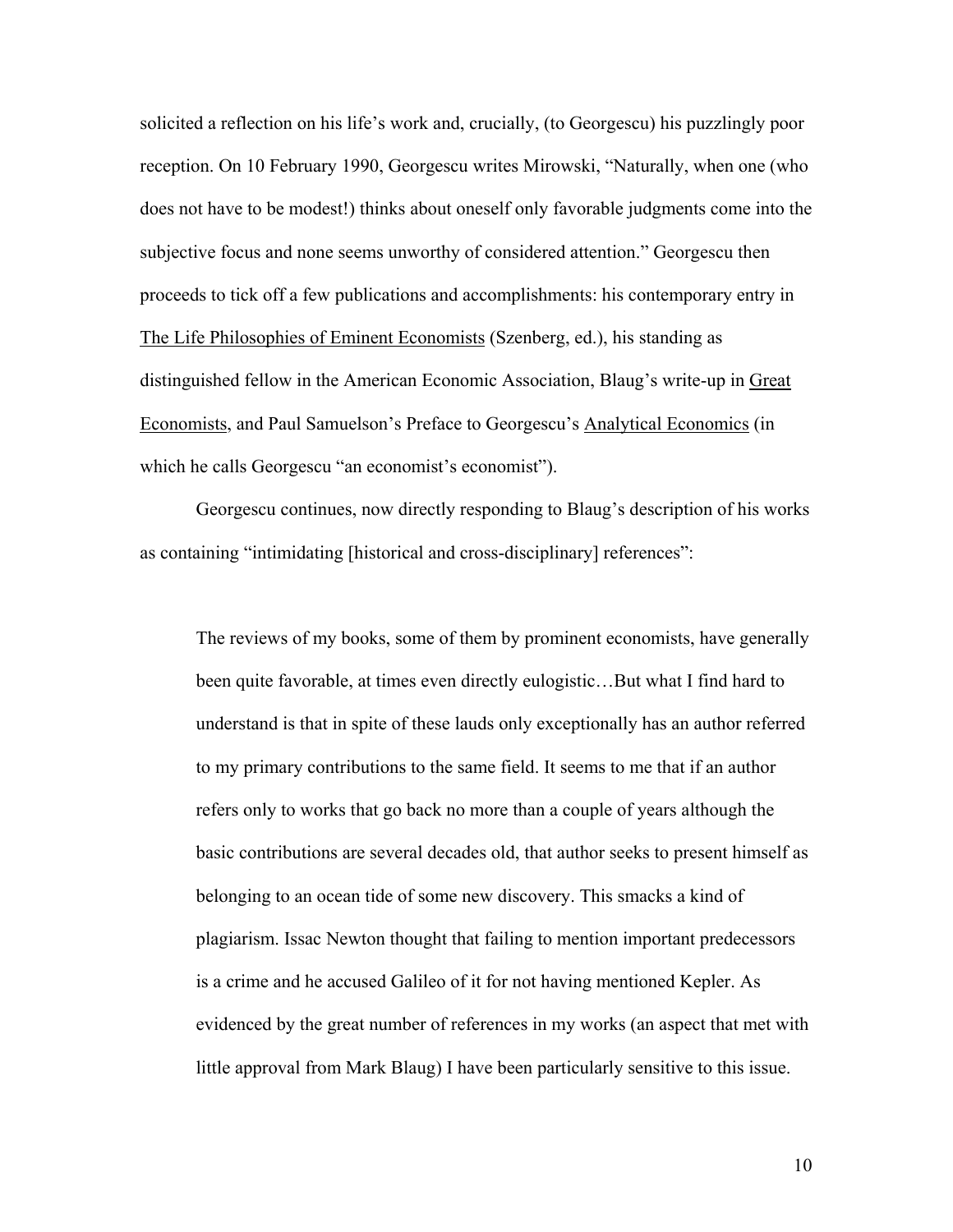solicited a reflection on his life's work and, crucially, (to Georgescu) his puzzlingly poor reception. On 10 February 1990, Georgescu writes Mirowski, "Naturally, when one (who does not have to be modest!) thinks about oneself only favorable judgments come into the subjective focus and none seems unworthy of considered attention." Georgescu then proceeds to tick off a few publications and accomplishments: his contemporary entry in The Life Philosophies of Eminent Economists (Szenberg, ed.), his standing as distinguished fellow in the American Economic Association, Blaug's write-up in Great Economists, and Paul Samuelson's Preface to Georgescu's Analytical Economics (in which he calls Georgescu "an economist's economist").

Georgescu continues, now directly responding to Blaug's description of his works as containing "intimidating [historical and cross-disciplinary] references":

> The reviews of my books, some of them by prominent economists, have generally been quite favorable, at times even directly eulogistic…But what I find hard to understand is that in spite of these lauds only exceptionally has an author referred to my primary contributions to the same field. It seems to me that if an author refers only to works that go back no more than a couple of years although the basic contributions are several decades old, that author seeks to present himself as belonging to an ocean tide of some new discovery. This smacks a kind of plagiarism. Issac Newton thought that failing to mention important predecessors is a crime and he accused Galileo of it for not having mentioned Kepler. As evidenced by the great number of references in my works (an aspect that met with little approval from Mark Blaug) I have been particularly sensitive to this issue.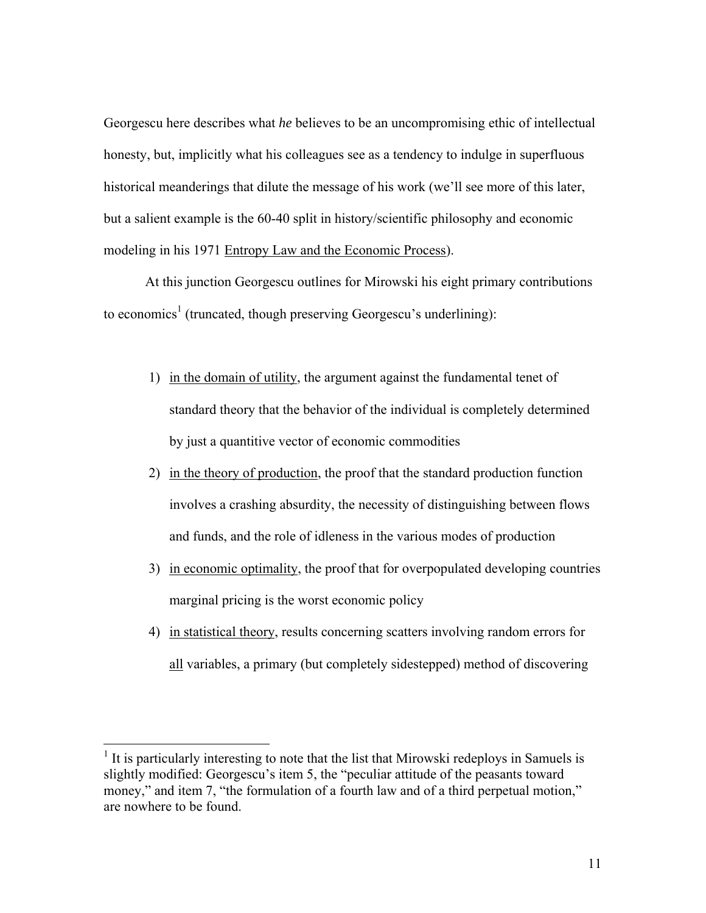Georgescu here describes what *he* believes to be an uncompromising ethic of intellectual honesty, but, implicitly what his colleagues see as a tendency to indulge in superfluous historical meanderings that dilute the message of his work (we'll see more of this later, but a salient example is the 60-40 split in history/scientific philosophy and economic modeling in his 1971 Entropy Law and the Economic Process).

At this junction Georgescu outlines for Mirowski his eight primary contributions to economics[1] (truncated, though preserving Georgescu's underlining):

1) in the domain of utility, the argument against the fundamental tenet of standard theory that the behavior of the individual is completely determined by just a quantitive vector of economic commodities
2) in the theory of production, the proof that the standard production function involves a crashing absurdity, the necessity of distinguishing between flows and funds, and the role of idleness in the various modes of production
3) in economic optimality, the proof that for overpopulated developing countries marginal pricing is the worst economic policy
4) in statistical theory, results concerning scatters involving random errors for all variables, a primary (but completely sidestepped) method of discovering

[1] It is particularly interesting to note that the list that Mirowski redeploys in Samuels is slightly modified: Georgescu's item 5, the "peculiar attitude of the peasants toward money," and item 7, "the formulation of a fourth law and of a third perpetual motion," are nowhere to be found.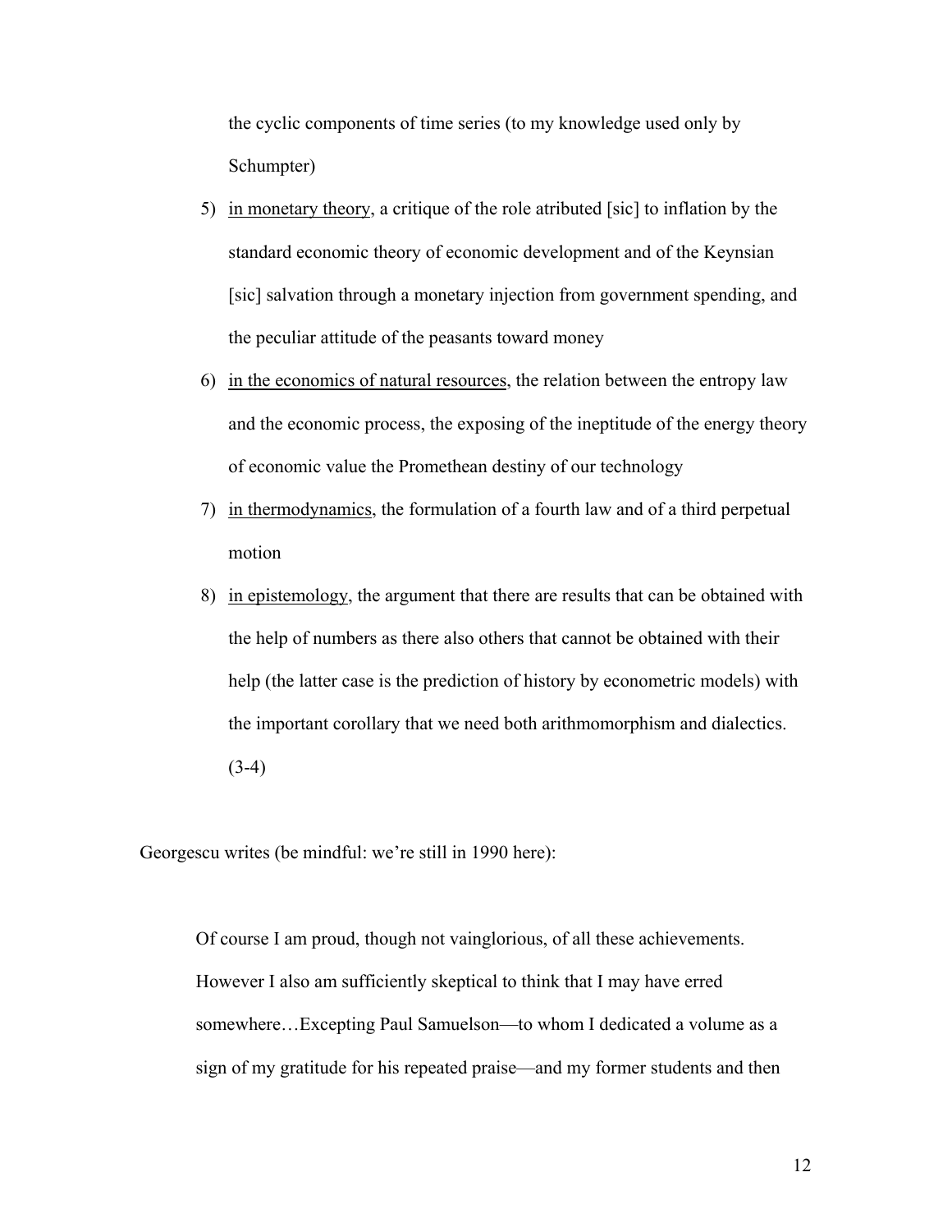the cyclic components of time series (to my knowledge used only by Schumpter)

5) <u>in monetary theory</u>, a critique of the role atributed [sic] to inflation by the standard economic theory of economic development and of the Keynsian [sic] salvation through a monetary injection from government spending, and the peculiar attitude of the peasants toward money
6) <u>in the economics of natural resources</u>, the relation between the entropy law and the economic process, the exposing of the ineptitude of the energy theory of economic value the Promethean destiny of our technology
7) <u>in thermodynamics</u>, the formulation of a fourth law and of a third perpetual motion
8) <u>in epistemology</u>, the argument that there are results that can be obtained with the help of numbers as there also others that cannot be obtained with their help (the latter case is the prediction of history by econometric models) with the important corollary that we need both arithmomorphism and dialectics. (3-4)

Georgescu writes (be mindful: we're still in 1990 here):

> Of course I am proud, though not vainglorious, of all these achievements. However I also am sufficiently skeptical to think that I may have erred somewhere…Excepting Paul Samuelson—to whom I dedicated a volume as a sign of my gratitude for his repeated praise—and my former students and then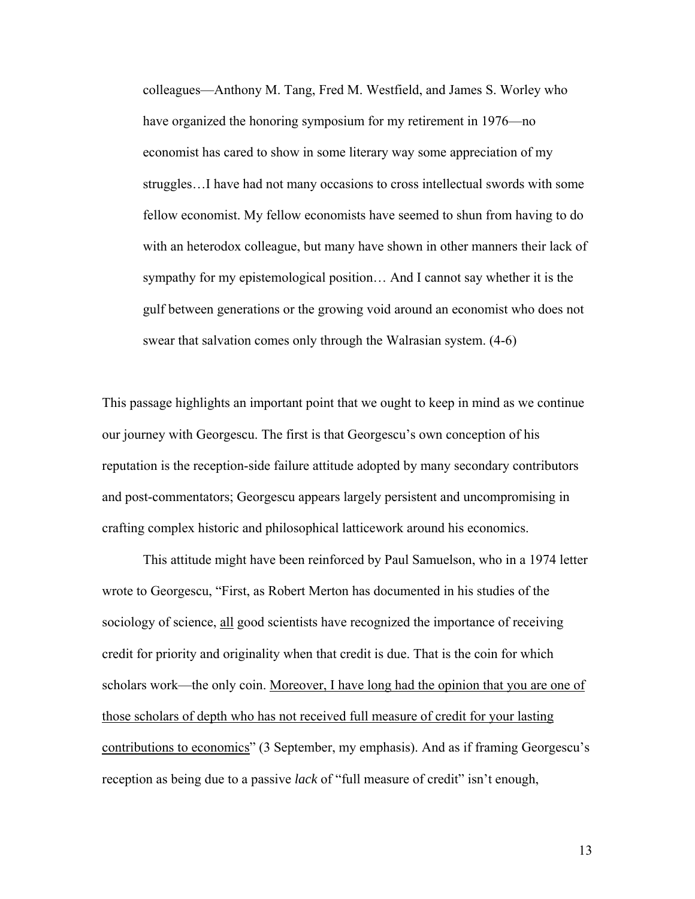> colleagues—Anthony M. Tang, Fred M. Westfield, and James S. Worley who have organized the honoring symposium for my retirement in 1976—no economist has cared to show in some literary way some appreciation of my struggles…I have had not many occasions to cross intellectual swords with some fellow economist. My fellow economists have seemed to shun from having to do with an heterodox colleague, but many have shown in other manners their lack of sympathy for my epistemological position… And I cannot say whether it is the gulf between generations or the growing void around an economist who does not swear that salvation comes only through the Walrasian system. (4-6)

This passage highlights an important point that we ought to keep in mind as we continue our journey with Georgescu. The first is that Georgescu's own conception of his reputation is the reception-side failure attitude adopted by many secondary contributors and post-commentators; Georgescu appears largely persistent and uncompromising in crafting complex historic and philosophical latticework around his economics.

This attitude might have been reinforced by Paul Samuelson, who in a 1974 letter wrote to Georgescu, "First, as Robert Merton has documented in his studies of the sociology of science, <u>all</u> good scientists have recognized the importance of receiving credit for priority and originality when that credit is due. That is the coin for which scholars work—the only coin. <u>Moreover, I have long had the opinion that you are one of those scholars of depth who has not received full measure of credit for your lasting contributions to economics</u>" (3 September, my emphasis). And as if framing Georgescu's reception as being due to a passive *lack* of "full measure of credit" isn't enough,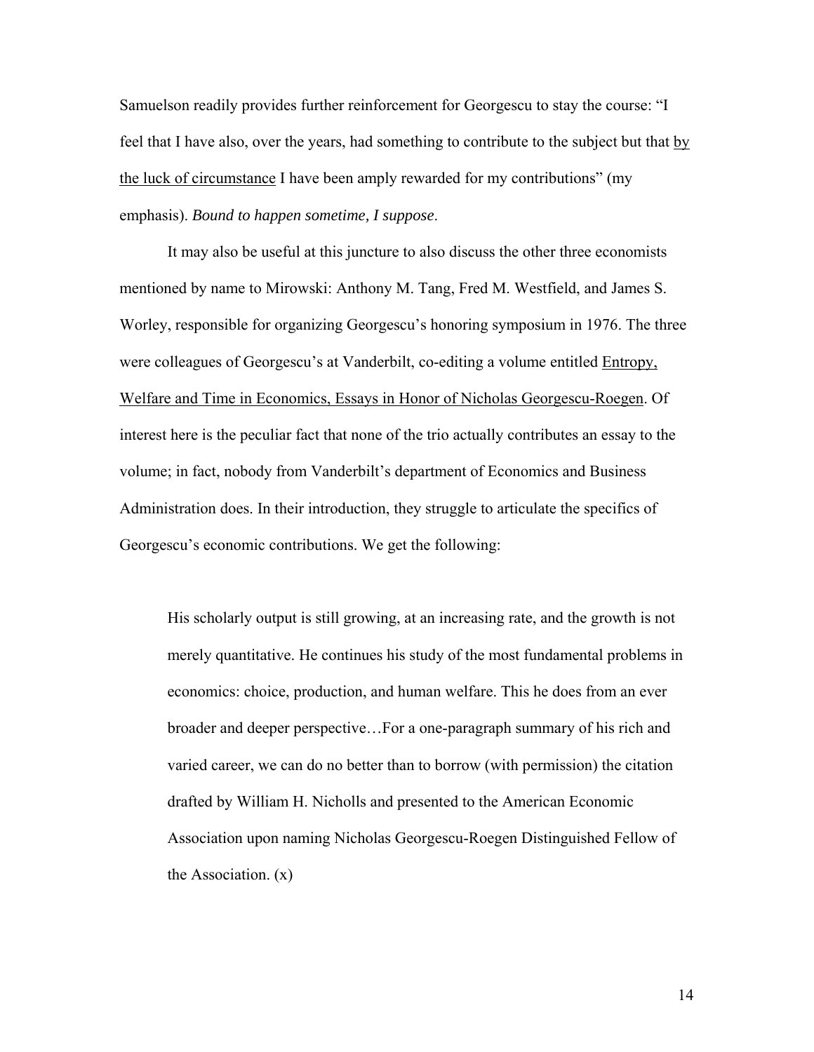Samuelson readily provides further reinforcement for Georgescu to stay the course: "I feel that I have also, over the years, had something to contribute to the subject but that <u>by the luck of circumstance</u> I have been amply rewarded for my contributions" (my emphasis). *Bound to happen sometime, I suppose*.

It may also be useful at this juncture to also discuss the other three economists mentioned by name to Mirowski: Anthony M. Tang, Fred M. Westfield, and James S. Worley, responsible for organizing Georgescu's honoring symposium in 1976. The three were colleagues of Georgescu's at Vanderbilt, co-editing a volume entitled <u>Entropy, Welfare and Time in Economics, Essays in Honor of Nicholas Georgescu-Roegen</u>. Of interest here is the peculiar fact that none of the trio actually contributes an essay to the volume; in fact, nobody from Vanderbilt's department of Economics and Business Administration does. In their introduction, they struggle to articulate the specifics of Georgescu's economic contributions. We get the following:

> His scholarly output is still growing, at an increasing rate, and the growth is not merely quantitative. He continues his study of the most fundamental problems in economics: choice, production, and human welfare. This he does from an ever broader and deeper perspective…For a one-paragraph summary of his rich and varied career, we can do no better than to borrow (with permission) the citation drafted by William H. Nicholls and presented to the American Economic Association upon naming Nicholas Georgescu-Roegen Distinguished Fellow of the Association. (x)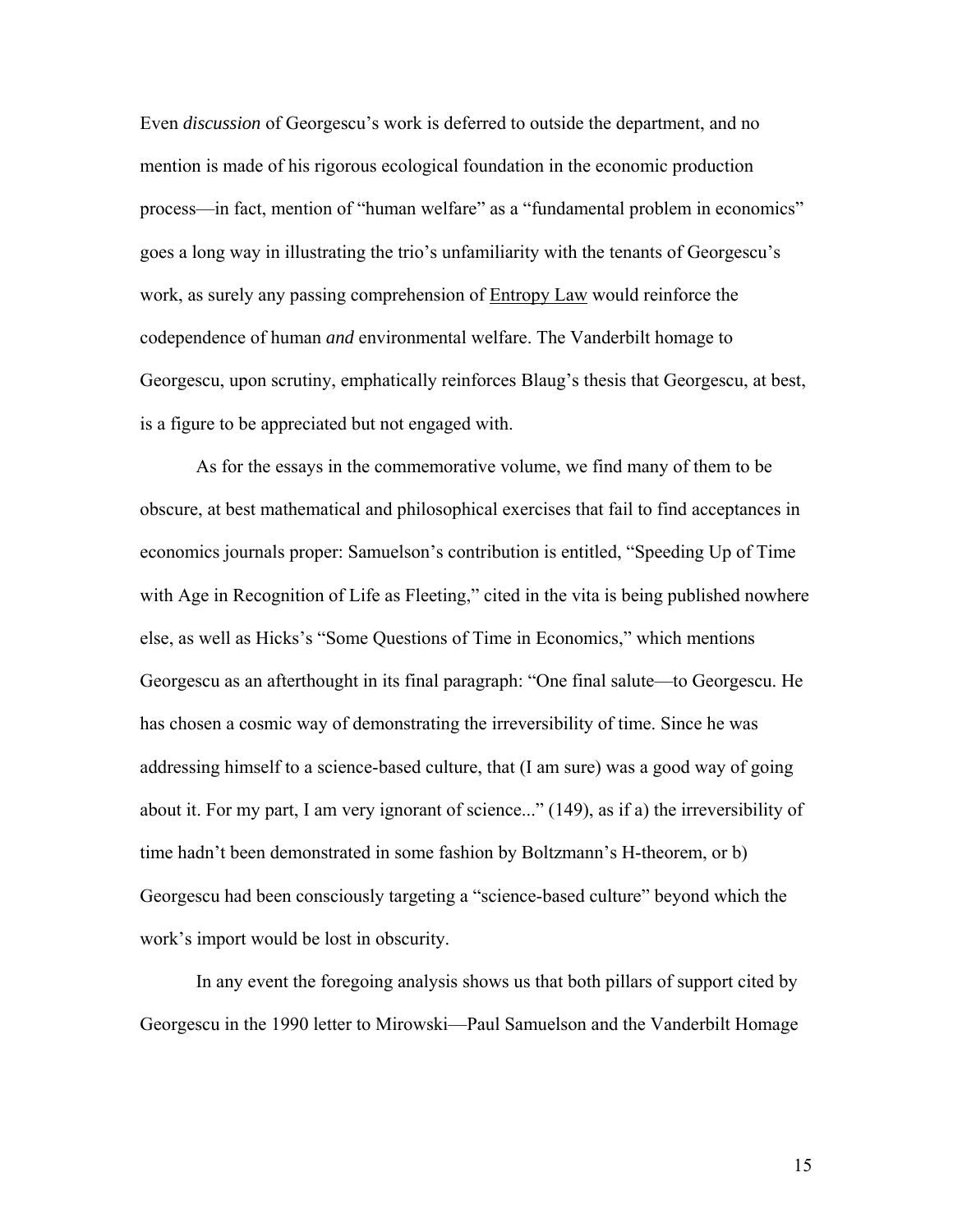Even *discussion* of Georgescu's work is deferred to outside the department, and no mention is made of his rigorous ecological foundation in the economic production process—in fact, mention of "human welfare" as a "fundamental problem in economics" goes a long way in illustrating the trio's unfamiliarity with the tenants of Georgescu's work, as surely any passing comprehension of Entropy Law would reinforce the codependence of human *and* environmental welfare. The Vanderbilt homage to Georgescu, upon scrutiny, emphatically reinforces Blaug's thesis that Georgescu, at best, is a figure to be appreciated but not engaged with.

As for the essays in the commemorative volume, we find many of them to be obscure, at best mathematical and philosophical exercises that fail to find acceptances in economics journals proper: Samuelson's contribution is entitled, "Speeding Up of Time with Age in Recognition of Life as Fleeting," cited in the vita is being published nowhere else, as well as Hicks's "Some Questions of Time in Economics," which mentions Georgescu as an afterthought in its final paragraph: "One final salute—to Georgescu. He has chosen a cosmic way of demonstrating the irreversibility of time. Since he was addressing himself to a science-based culture, that (I am sure) was a good way of going about it. For my part, I am very ignorant of science..." (149), as if a) the irreversibility of time hadn't been demonstrated in some fashion by Boltzmann's H-theorem, or b) Georgescu had been consciously targeting a "science-based culture" beyond which the work's import would be lost in obscurity.

In any event the foregoing analysis shows us that both pillars of support cited by Georgescu in the 1990 letter to Mirowski—Paul Samuelson and the Vanderbilt Homage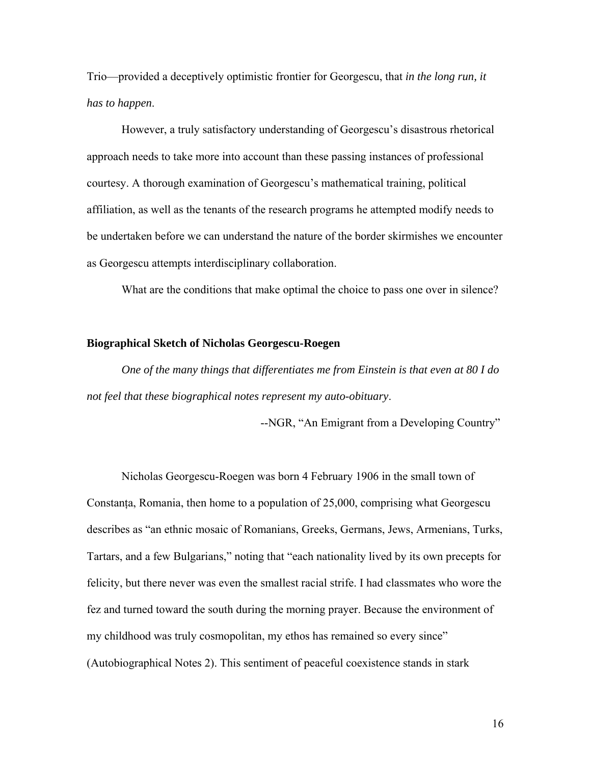Trio—provided a deceptively optimistic frontier for Georgescu, that *in the long run, it has to happen*.

However, a truly satisfactory understanding of Georgescu's disastrous rhetorical approach needs to take more into account than these passing instances of professional courtesy. A thorough examination of Georgescu's mathematical training, political affiliation, as well as the tenants of the research programs he attempted modify needs to be undertaken before we can understand the nature of the border skirmishes we encounter as Georgescu attempts interdisciplinary collaboration.

What are the conditions that make optimal the choice to pass one over in silence?

**Biographical Sketch of Nicholas Georgescu-Roegen**

*One of the many things that differentiates me from Einstein is that even at 80 I do not feel that these biographical notes represent my auto-obituary*.

--NGR, "An Emigrant from a Developing Country"

Nicholas Georgescu-Roegen was born 4 February 1906 in the small town of Constanța, Romania, then home to a population of 25,000, comprising what Georgescu describes as "an ethnic mosaic of Romanians, Greeks, Germans, Jews, Armenians, Turks, Tartars, and a few Bulgarians," noting that "each nationality lived by its own precepts for felicity, but there never was even the smallest racial strife. I had classmates who wore the fez and turned toward the south during the morning prayer. Because the environment of my childhood was truly cosmopolitan, my ethos has remained so every since" (Autobiographical Notes 2). This sentiment of peaceful coexistence stands in stark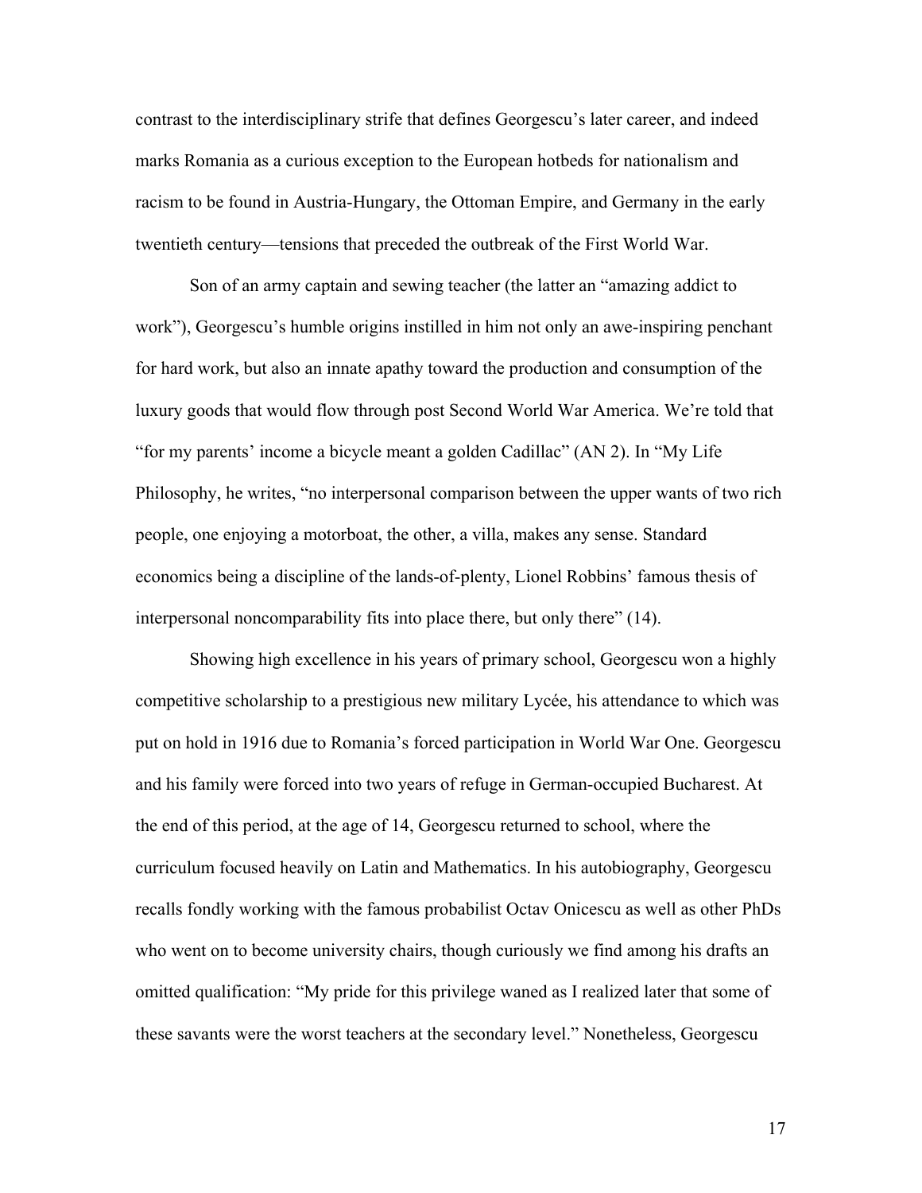contrast to the interdisciplinary strife that defines Georgescu's later career, and indeed marks Romania as a curious exception to the European hotbeds for nationalism and racism to be found in Austria-Hungary, the Ottoman Empire, and Germany in the early twentieth century—tensions that preceded the outbreak of the First World War.

Son of an army captain and sewing teacher (the latter an "amazing addict to work"), Georgescu's humble origins instilled in him not only an awe-inspiring penchant for hard work, but also an innate apathy toward the production and consumption of the luxury goods that would flow through post Second World War America. We're told that "for my parents' income a bicycle meant a golden Cadillac" (AN 2). In "My Life Philosophy, he writes, "no interpersonal comparison between the upper wants of two rich people, one enjoying a motorboat, the other, a villa, makes any sense. Standard economics being a discipline of the lands-of-plenty, Lionel Robbins' famous thesis of interpersonal noncomparability fits into place there, but only there" (14).

Showing high excellence in his years of primary school, Georgescu won a highly competitive scholarship to a prestigious new military Lycée, his attendance to which was put on hold in 1916 due to Romania's forced participation in World War One. Georgescu and his family were forced into two years of refuge in German-occupied Bucharest. At the end of this period, at the age of 14, Georgescu returned to school, where the curriculum focused heavily on Latin and Mathematics. In his autobiography, Georgescu recalls fondly working with the famous probabilist Octav Onicescu as well as other PhDs who went on to become university chairs, though curiously we find among his drafts an omitted qualification: "My pride for this privilege waned as I realized later that some of these savants were the worst teachers at the secondary level." Nonetheless, Georgescu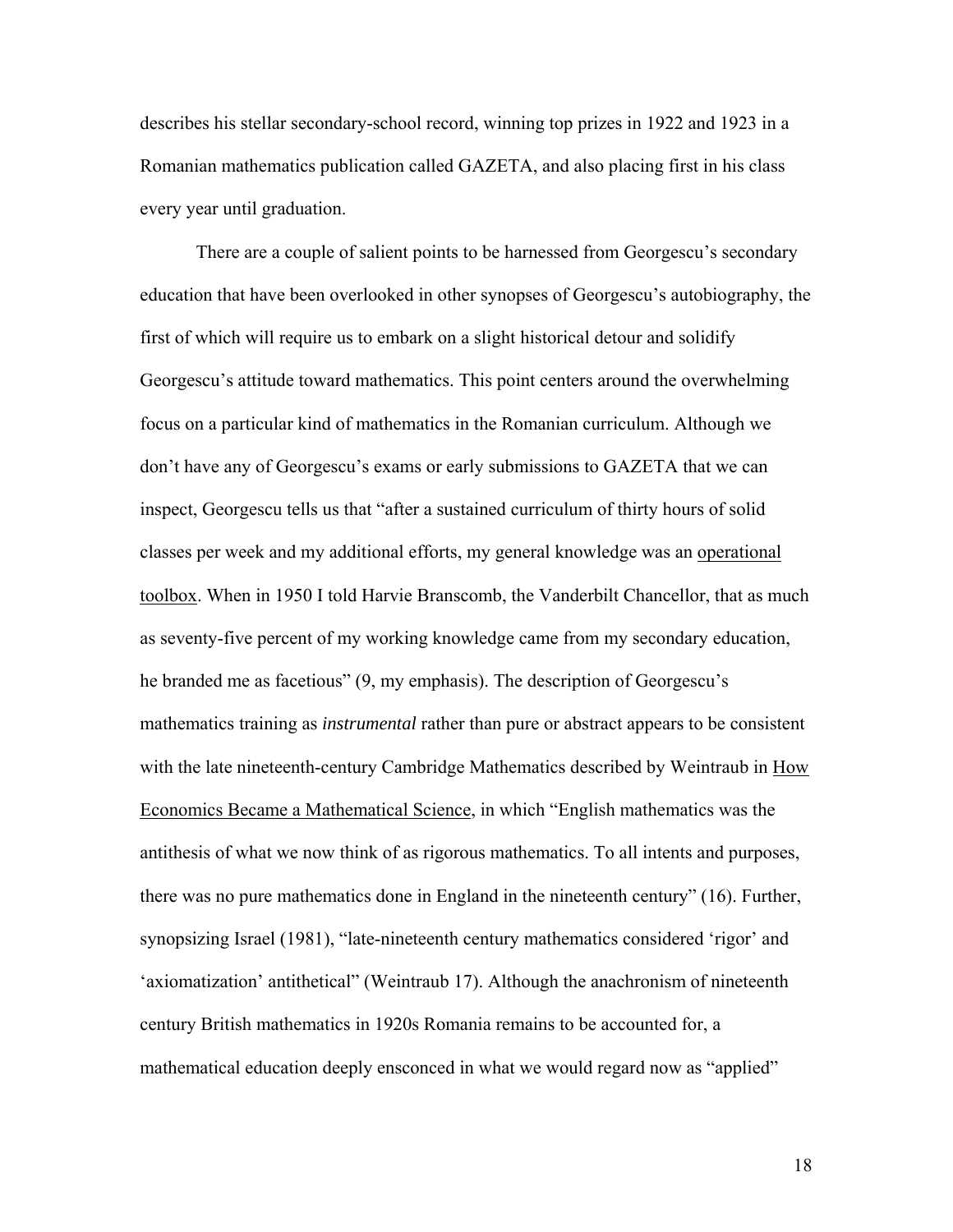describes his stellar secondary-school record, winning top prizes in 1922 and 1923 in a Romanian mathematics publication called GAZETA, and also placing first in his class every year until graduation.

There are a couple of salient points to be harnessed from Georgescu's secondary education that have been overlooked in other synopses of Georgescu's autobiography, the first of which will require us to embark on a slight historical detour and solidify Georgescu's attitude toward mathematics. This point centers around the overwhelming focus on a particular kind of mathematics in the Romanian curriculum. Although we don't have any of Georgescu's exams or early submissions to GAZETA that we can inspect, Georgescu tells us that "after a sustained curriculum of thirty hours of solid classes per week and my additional efforts, my general knowledge was an <u>operational toolbox</u>. When in 1950 I told Harvie Branscomb, the Vanderbilt Chancellor, that as much as seventy-five percent of my working knowledge came from my secondary education, he branded me as facetious" (9, my emphasis). The description of Georgescu's mathematics training as *instrumental* rather than pure or abstract appears to be consistent with the late nineteenth-century Cambridge Mathematics described by Weintraub in <u>How Economics Became a Mathematical Science</u>, in which "English mathematics was the antithesis of what we now think of as rigorous mathematics. To all intents and purposes, there was no pure mathematics done in England in the nineteenth century" (16). Further, synopsizing Israel (1981), "late-nineteenth century mathematics considered 'rigor' and 'axiomatization' antithetical" (Weintraub 17). Although the anachronism of nineteenth century British mathematics in 1920s Romania remains to be accounted for, a mathematical education deeply ensconced in what we would regard now as "applied"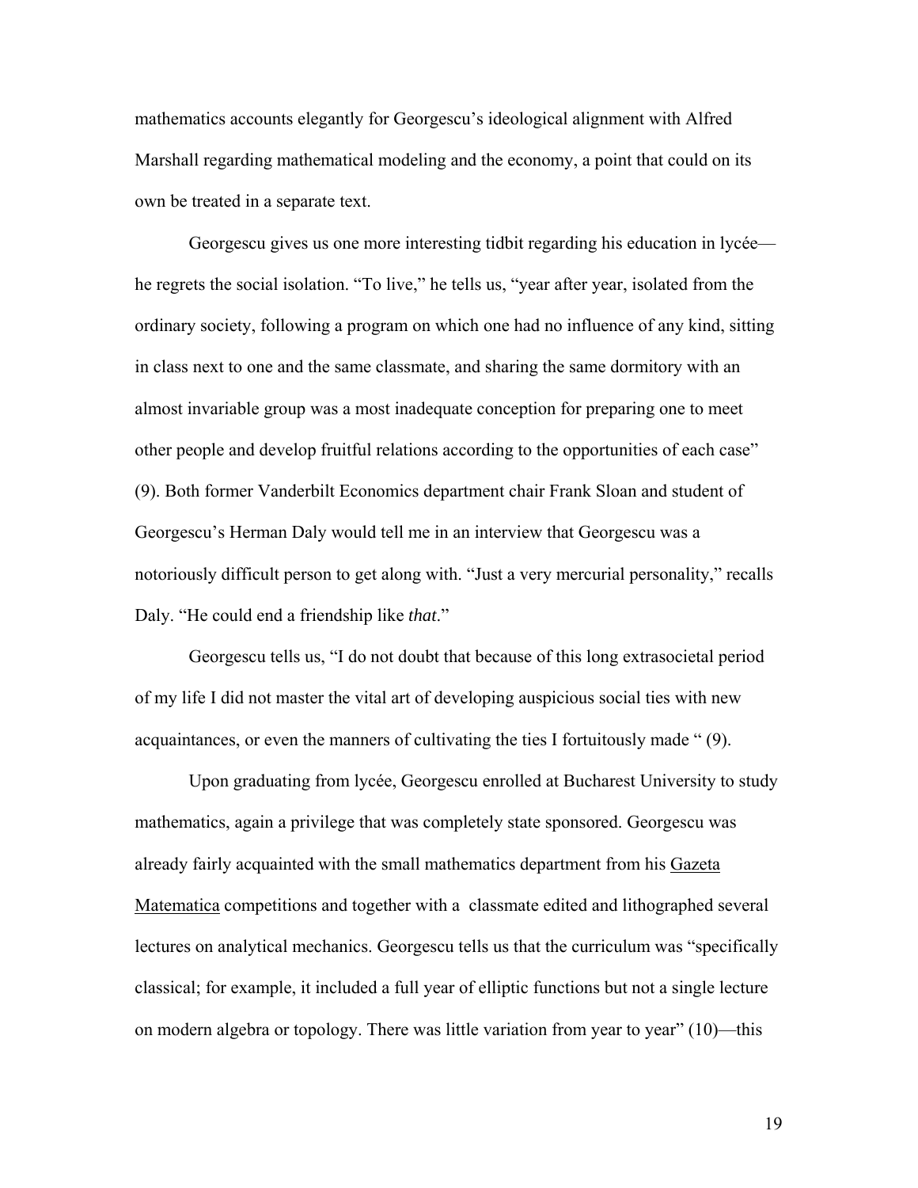mathematics accounts elegantly for Georgescu's ideological alignment with Alfred Marshall regarding mathematical modeling and the economy, a point that could on its own be treated in a separate text.

Georgescu gives us one more interesting tidbit regarding his education in lycée—he regrets the social isolation. "To live," he tells us, "year after year, isolated from the ordinary society, following a program on which one had no influence of any kind, sitting in class next to one and the same classmate, and sharing the same dormitory with an almost invariable group was a most inadequate conception for preparing one to meet other people and develop fruitful relations according to the opportunities of each case" (9). Both former Vanderbilt Economics department chair Frank Sloan and student of Georgescu's Herman Daly would tell me in an interview that Georgescu was a notoriously difficult person to get along with. "Just a very mercurial personality," recalls Daly. "He could end a friendship like *that*."

Georgescu tells us, "I do not doubt that because of this long extrasocietal period of my life I did not master the vital art of developing auspicious social ties with new acquaintances, or even the manners of cultivating the ties I fortuitously made " (9).

Upon graduating from lycée, Georgescu enrolled at Bucharest University to study mathematics, again a privilege that was completely state sponsored. Georgescu was already fairly acquainted with the small mathematics department from his Gazeta Matematica competitions and together with a classmate edited and lithographed several lectures on analytical mechanics. Georgescu tells us that the curriculum was "specifically classical; for example, it included a full year of elliptic functions but not a single lecture on modern algebra or topology. There was little variation from year to year" (10)—this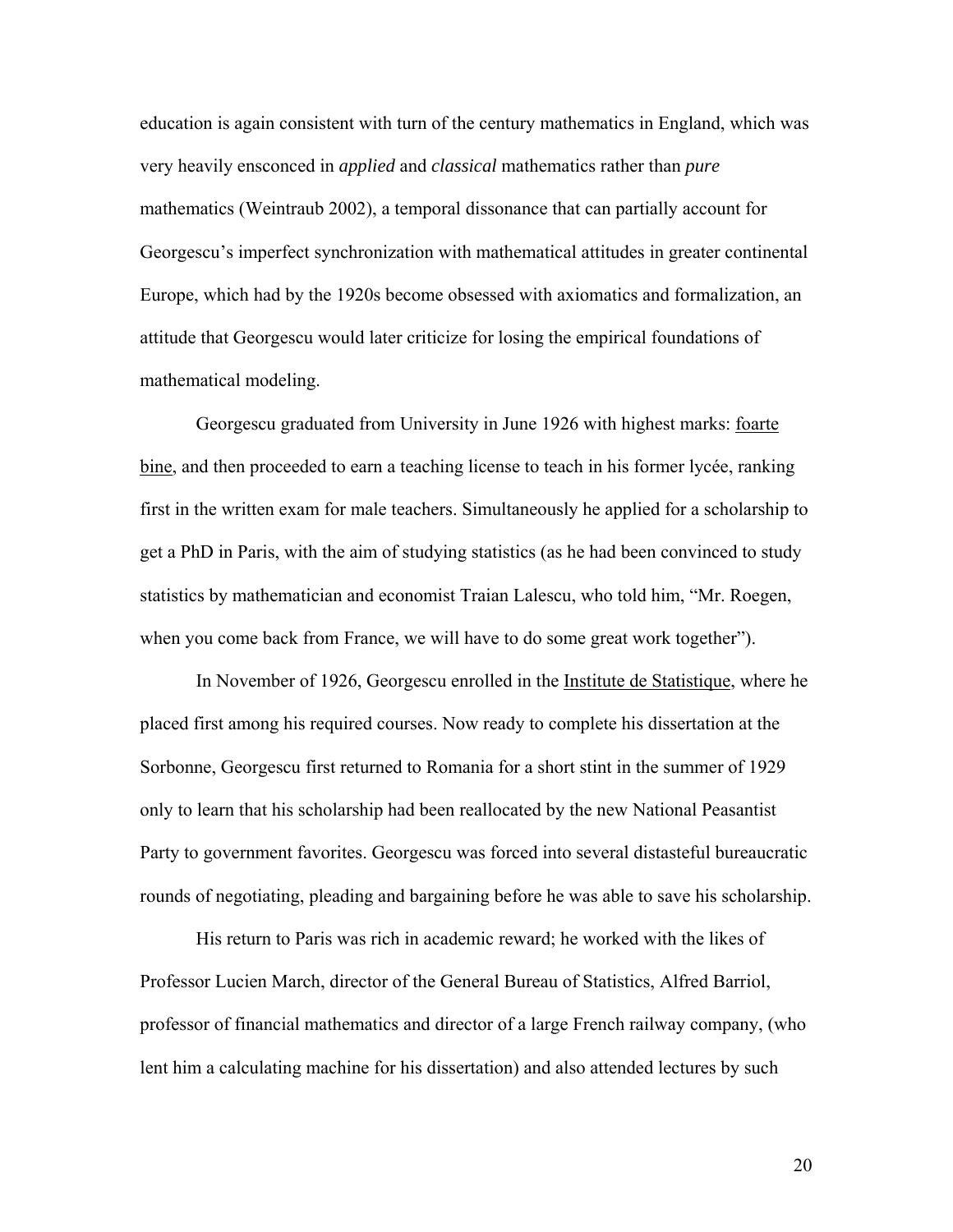education is again consistent with turn of the century mathematics in England, which was very heavily ensconced in *applied* and *classical* mathematics rather than *pure* mathematics (Weintraub 2002), a temporal dissonance that can partially account for Georgescu's imperfect synchronization with mathematical attitudes in greater continental Europe, which had by the 1920s become obsessed with axiomatics and formalization, an attitude that Georgescu would later criticize for losing the empirical foundations of mathematical modeling.

Georgescu graduated from University in June 1926 with highest marks: foarte bine, and then proceeded to earn a teaching license to teach in his former lycée, ranking first in the written exam for male teachers. Simultaneously he applied for a scholarship to get a PhD in Paris, with the aim of studying statistics (as he had been convinced to study statistics by mathematician and economist Traian Lalescu, who told him, "Mr. Roegen, when you come back from France, we will have to do some great work together").

In November of 1926, Georgescu enrolled in the Institute de Statistique, where he placed first among his required courses. Now ready to complete his dissertation at the Sorbonne, Georgescu first returned to Romania for a short stint in the summer of 1929 only to learn that his scholarship had been reallocated by the new National Peasantist Party to government favorites. Georgescu was forced into several distasteful bureaucratic rounds of negotiating, pleading and bargaining before he was able to save his scholarship.

His return to Paris was rich in academic reward; he worked with the likes of Professor Lucien March, director of the General Bureau of Statistics, Alfred Barriol, professor of financial mathematics and director of a large French railway company, (who lent him a calculating machine for his dissertation) and also attended lectures by such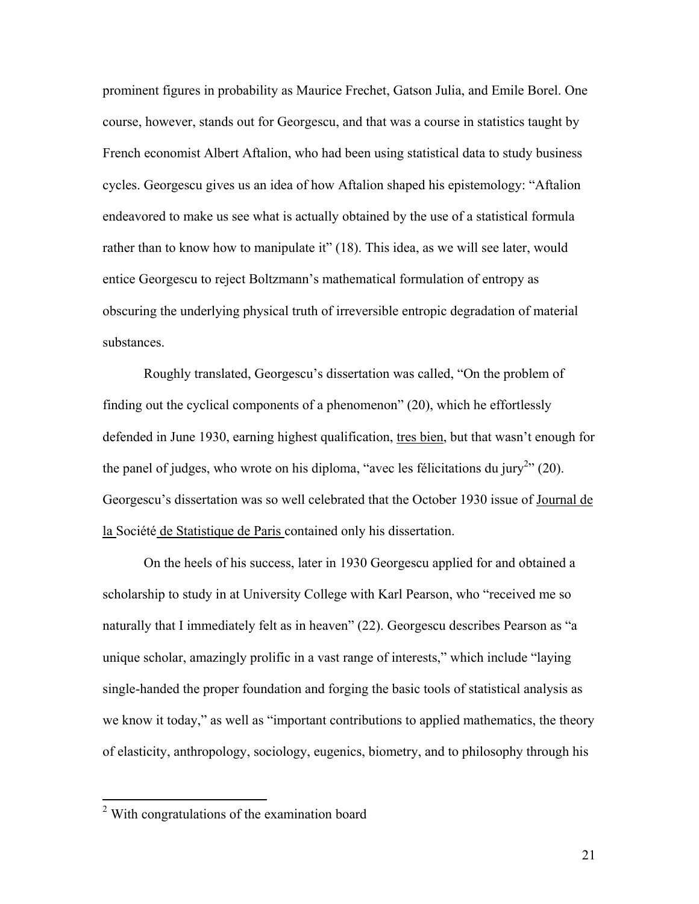prominent figures in probability as Maurice Frechet, Gatson Julia, and Emile Borel. One course, however, stands out for Georgescu, and that was a course in statistics taught by French economist Albert Aftalion, who had been using statistical data to study business cycles. Georgescu gives us an idea of how Aftalion shaped his epistemology: "Aftalion endeavored to make us see what is actually obtained by the use of a statistical formula rather than to know how to manipulate it" (18). This idea, as we will see later, would entice Georgescu to reject Boltzmann's mathematical formulation of entropy as obscuring the underlying physical truth of irreversible entropic degradation of material substances.

Roughly translated, Georgescu's dissertation was called, "On the problem of finding out the cyclical components of a phenomenon" (20), which he effortlessly defended in June 1930, earning highest qualification, <u>tres bien</u>, but that wasn't enough for the panel of judges, who wrote on his diploma, "avec les félicitations du jury[2]" (20). Georgescu's dissertation was so well celebrated that the October 1930 issue of <u>Journal de la Société de Statistique de Paris</u> contained only his dissertation.

On the heels of his success, later in 1930 Georgescu applied for and obtained a scholarship to study in at University College with Karl Pearson, who "received me so naturally that I immediately felt as in heaven" (22). Georgescu describes Pearson as "a unique scholar, amazingly prolific in a vast range of interests," which include "laying single-handed the proper foundation and forging the basic tools of statistical analysis as we know it today," as well as "important contributions to applied mathematics, the theory of elasticity, anthropology, sociology, eugenics, biometry, and to philosophy through his

---

[2] With congratulations of the examination board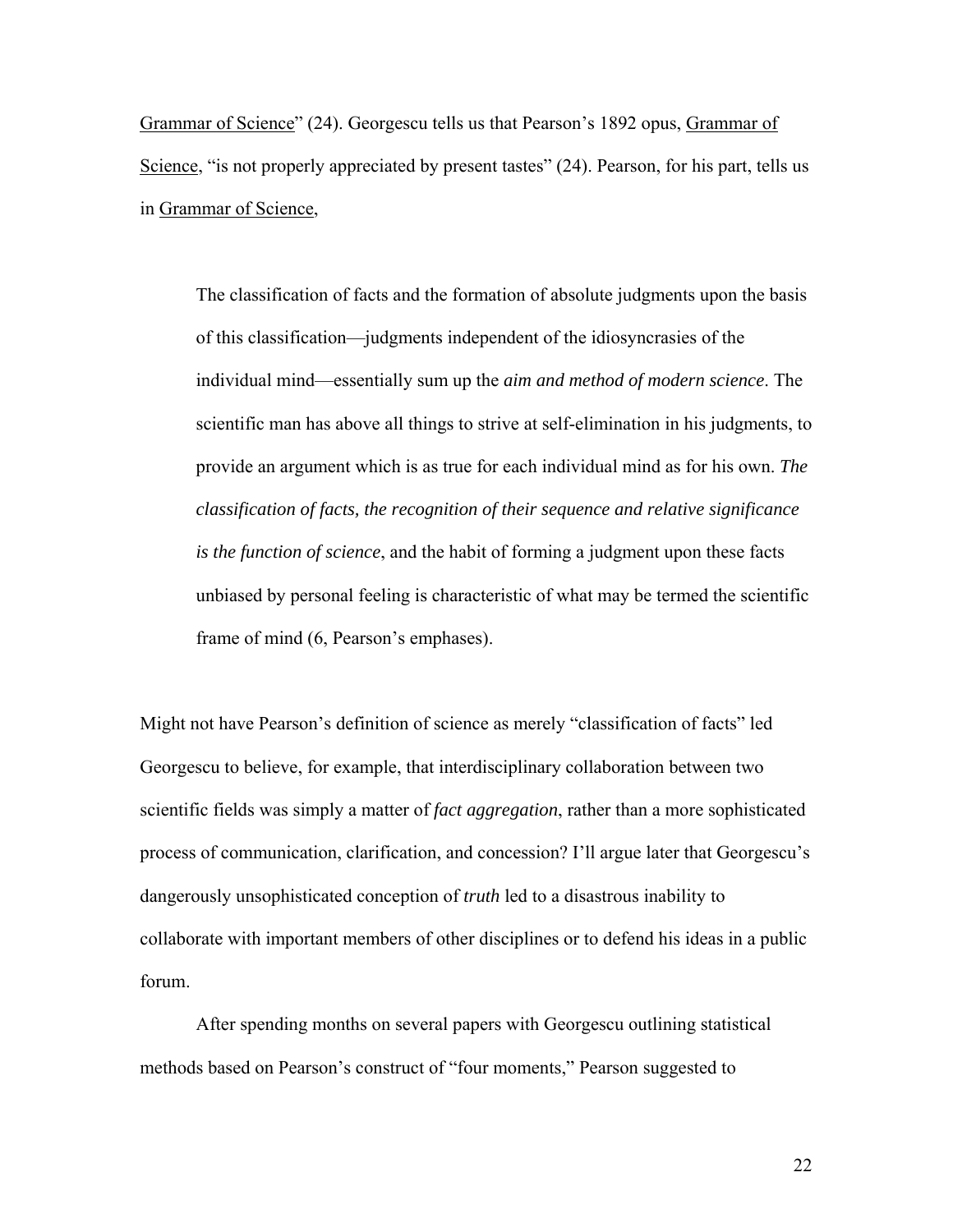Grammar of Science" (24). Georgescu tells us that Pearson's 1892 opus, Grammar of Science, "is not properly appreciated by present tastes" (24). Pearson, for his part, tells us in Grammar of Science,

> The classification of facts and the formation of absolute judgments upon the basis of this classification—judgments independent of the idiosyncrasies of the individual mind—essentially sum up the *aim and method of modern science*. The scientific man has above all things to strive at self-elimination in his judgments, to provide an argument which is as true for each individual mind as for his own. *The classification of facts, the recognition of their sequence and relative significance is the function of science*, and the habit of forming a judgment upon these facts unbiased by personal feeling is characteristic of what may be termed the scientific frame of mind (6, Pearson's emphases).

Might not have Pearson's definition of science as merely "classification of facts" led Georgescu to believe, for example, that interdisciplinary collaboration between two scientific fields was simply a matter of *fact aggregation*, rather than a more sophisticated process of communication, clarification, and concession? I'll argue later that Georgescu's dangerously unsophisticated conception of *truth* led to a disastrous inability to collaborate with important members of other disciplines or to defend his ideas in a public forum.

After spending months on several papers with Georgescu outlining statistical methods based on Pearson's construct of "four moments," Pearson suggested to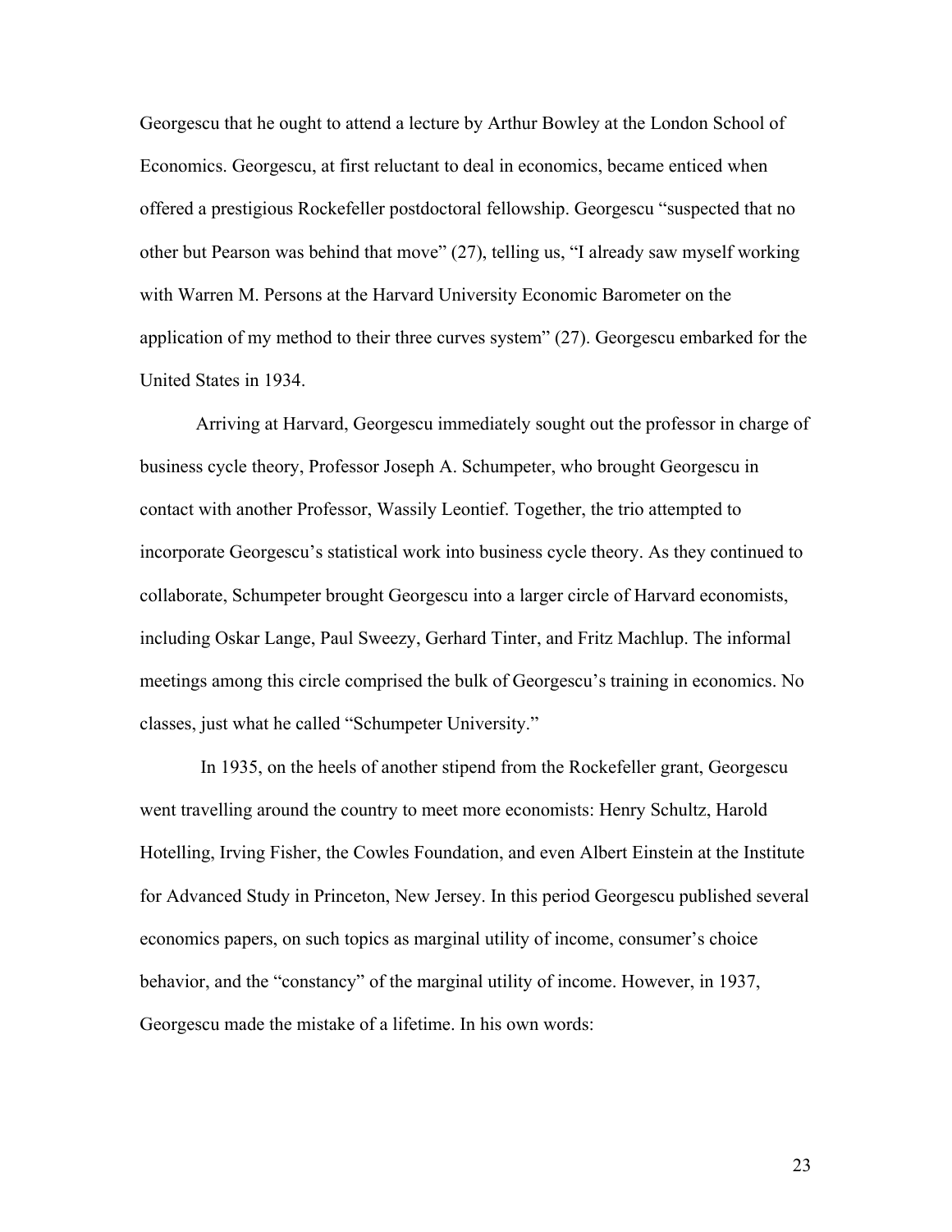Georgescu that he ought to attend a lecture by Arthur Bowley at the London School of Economics. Georgescu, at first reluctant to deal in economics, became enticed when offered a prestigious Rockefeller postdoctoral fellowship. Georgescu "suspected that no other but Pearson was behind that move" (27), telling us, "I already saw myself working with Warren M. Persons at the Harvard University Economic Barometer on the application of my method to their three curves system" (27). Georgescu embarked for the United States in 1934.

Arriving at Harvard, Georgescu immediately sought out the professor in charge of business cycle theory, Professor Joseph A. Schumpeter, who brought Georgescu in contact with another Professor, Wassily Leontief. Together, the trio attempted to incorporate Georgescu's statistical work into business cycle theory. As they continued to collaborate, Schumpeter brought Georgescu into a larger circle of Harvard economists, including Oskar Lange, Paul Sweezy, Gerhard Tinter, and Fritz Machlup. The informal meetings among this circle comprised the bulk of Georgescu's training in economics. No classes, just what he called "Schumpeter University."

In 1935, on the heels of another stipend from the Rockefeller grant, Georgescu went travelling around the country to meet more economists: Henry Schultz, Harold Hotelling, Irving Fisher, the Cowles Foundation, and even Albert Einstein at the Institute for Advanced Study in Princeton, New Jersey. In this period Georgescu published several economics papers, on such topics as marginal utility of income, consumer's choice behavior, and the "constancy" of the marginal utility of income. However, in 1937, Georgescu made the mistake of a lifetime. In his own words: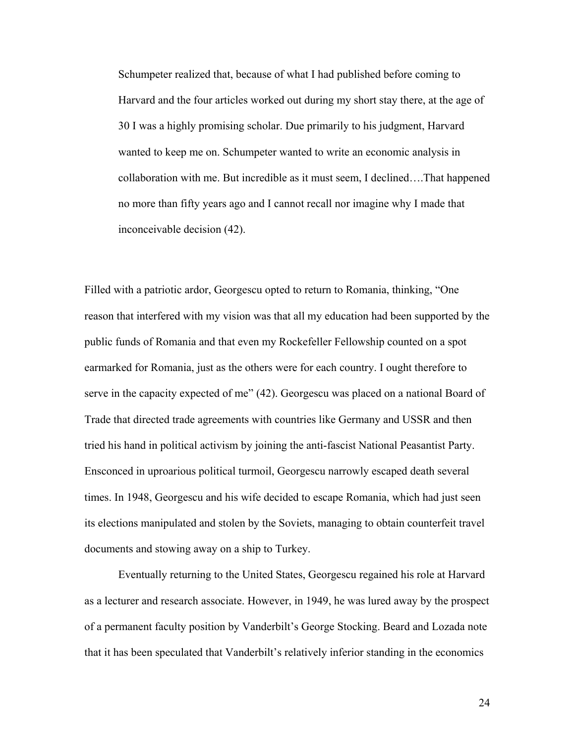> Schumpeter realized that, because of what I had published before coming to Harvard and the four articles worked out during my short stay there, at the age of 30 I was a highly promising scholar. Due primarily to his judgment, Harvard wanted to keep me on. Schumpeter wanted to write an economic analysis in collaboration with me. But incredible as it must seem, I declined….That happened no more than fifty years ago and I cannot recall nor imagine why I made that inconceivable decision (42).

Filled with a patriotic ardor, Georgescu opted to return to Romania, thinking, "One reason that interfered with my vision was that all my education had been supported by the public funds of Romania and that even my Rockefeller Fellowship counted on a spot earmarked for Romania, just as the others were for each country. I ought therefore to serve in the capacity expected of me" (42). Georgescu was placed on a national Board of Trade that directed trade agreements with countries like Germany and USSR and then tried his hand in political activism by joining the anti-fascist National Peasantist Party. Ensconced in uproarious political turmoil, Georgescu narrowly escaped death several times. In 1948, Georgescu and his wife decided to escape Romania, which had just seen its elections manipulated and stolen by the Soviets, managing to obtain counterfeit travel documents and stowing away on a ship to Turkey.

Eventually returning to the United States, Georgescu regained his role at Harvard as a lecturer and research associate. However, in 1949, he was lured away by the prospect of a permanent faculty position by Vanderbilt's George Stocking. Beard and Lozada note that it has been speculated that Vanderbilt's relatively inferior standing in the economics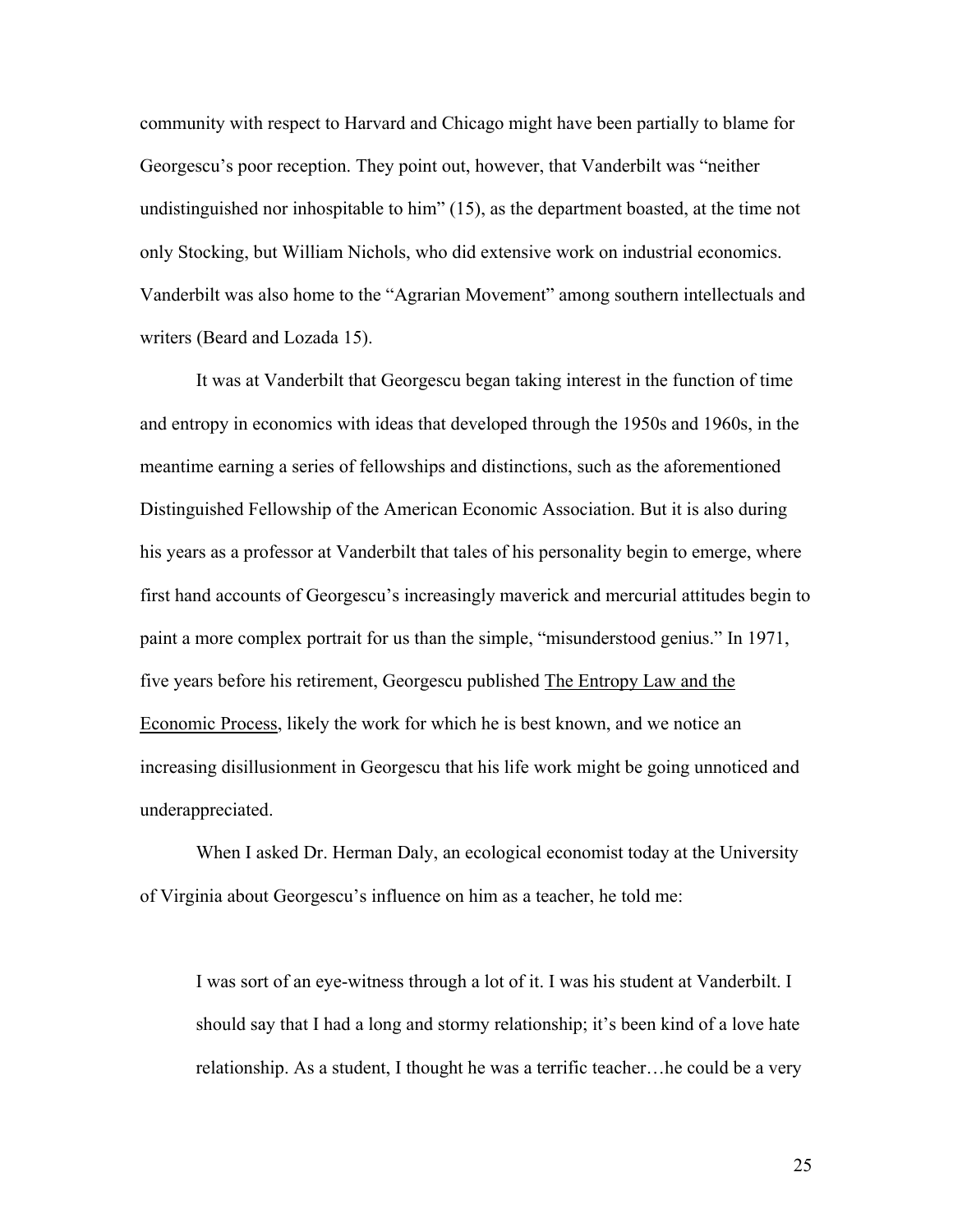community with respect to Harvard and Chicago might have been partially to blame for Georgescu's poor reception. They point out, however, that Vanderbilt was "neither undistinguished nor inhospitable to him" (15), as the department boasted, at the time not only Stocking, but William Nichols, who did extensive work on industrial economics. Vanderbilt was also home to the "Agrarian Movement" among southern intellectuals and writers (Beard and Lozada 15).

It was at Vanderbilt that Georgescu began taking interest in the function of time and entropy in economics with ideas that developed through the 1950s and 1960s, in the meantime earning a series of fellowships and distinctions, such as the aforementioned Distinguished Fellowship of the American Economic Association. But it is also during his years as a professor at Vanderbilt that tales of his personality begin to emerge, where first hand accounts of Georgescu's increasingly maverick and mercurial attitudes begin to paint a more complex portrait for us than the simple, "misunderstood genius." In 1971, five years before his retirement, Georgescu published The Entropy Law and the Economic Process, likely the work for which he is best known, and we notice an increasing disillusionment in Georgescu that his life work might be going unnoticed and underappreciated.

When I asked Dr. Herman Daly, an ecological economist today at the University of Virginia about Georgescu's influence on him as a teacher, he told me:

> I was sort of an eye-witness through a lot of it. I was his student at Vanderbilt. I should say that I had a long and stormy relationship; it's been kind of a love hate relationship. As a student, I thought he was a terrific teacher…he could be a very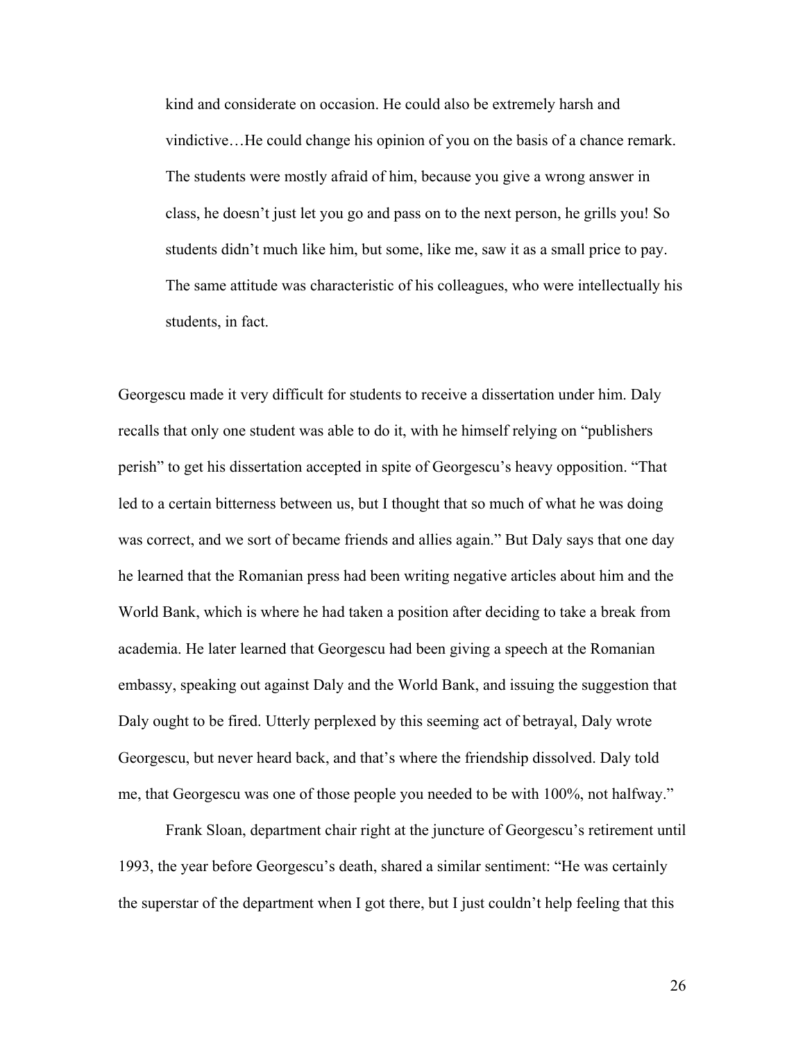> kind and considerate on occasion. He could also be extremely harsh and vindictive…He could change his opinion of you on the basis of a chance remark. The students were mostly afraid of him, because you give a wrong answer in class, he doesn't just let you go and pass on to the next person, he grills you! So students didn't much like him, but some, like me, saw it as a small price to pay. The same attitude was characteristic of his colleagues, who were intellectually his students, in fact.

Georgescu made it very difficult for students to receive a dissertation under him. Daly recalls that only one student was able to do it, with he himself relying on "publishers perish" to get his dissertation accepted in spite of Georgescu's heavy opposition. "That led to a certain bitterness between us, but I thought that so much of what he was doing was correct, and we sort of became friends and allies again." But Daly says that one day he learned that the Romanian press had been writing negative articles about him and the World Bank, which is where he had taken a position after deciding to take a break from academia. He later learned that Georgescu had been giving a speech at the Romanian embassy, speaking out against Daly and the World Bank, and issuing the suggestion that Daly ought to be fired. Utterly perplexed by this seeming act of betrayal, Daly wrote Georgescu, but never heard back, and that's where the friendship dissolved. Daly told me, that Georgescu was one of those people you needed to be with 100%, not halfway."

Frank Sloan, department chair right at the juncture of Georgescu's retirement until 1993, the year before Georgescu's death, shared a similar sentiment: "He was certainly the superstar of the department when I got there, but I just couldn't help feeling that this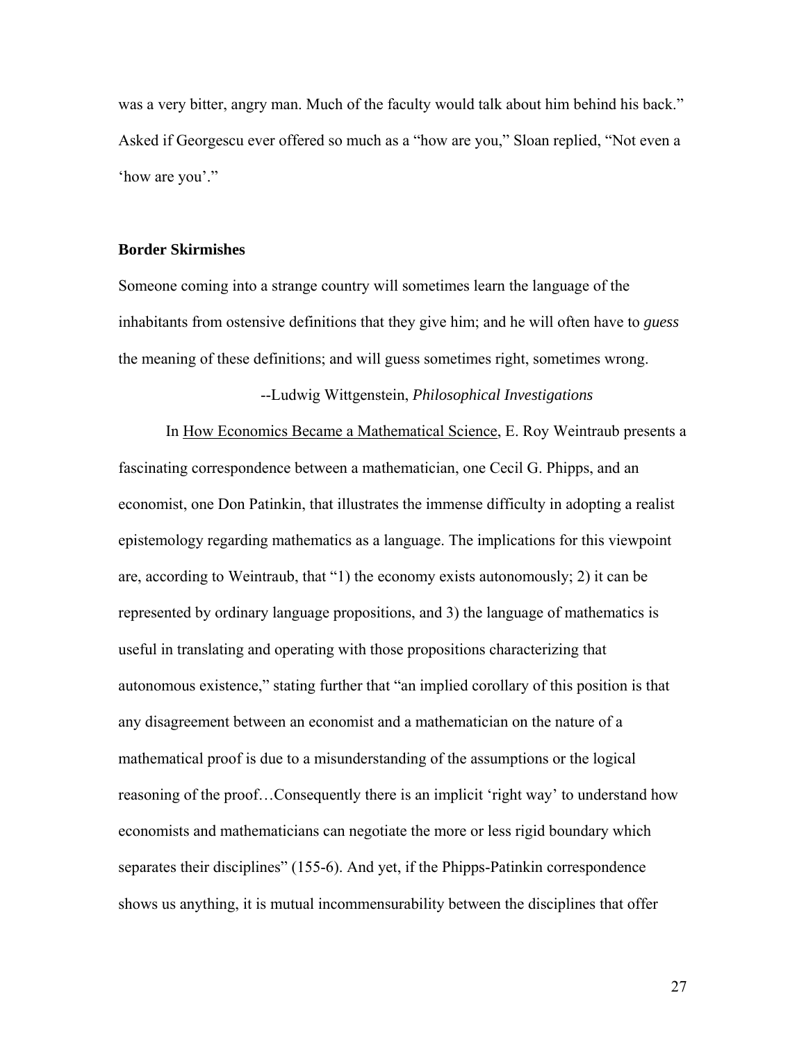was a very bitter, angry man. Much of the faculty would talk about him behind his back." Asked if Georgescu ever offered so much as a "how are you," Sloan replied, "Not even a 'how are you'."

**Border Skirmishes**

Someone coming into a strange country will sometimes learn the language of the inhabitants from ostensive definitions that they give him; and he will often have to *guess* the meaning of these definitions; and will guess sometimes right, sometimes wrong.

--Ludwig Wittgenstein, *Philosophical Investigations*

In How Economics Became a Mathematical Science, E. Roy Weintraub presents a fascinating correspondence between a mathematician, one Cecil G. Phipps, and an economist, one Don Patinkin, that illustrates the immense difficulty in adopting a realist epistemology regarding mathematics as a language. The implications for this viewpoint are, according to Weintraub, that "1) the economy exists autonomously; 2) it can be represented by ordinary language propositions, and 3) the language of mathematics is useful in translating and operating with those propositions characterizing that autonomous existence," stating further that "an implied corollary of this position is that any disagreement between an economist and a mathematician on the nature of a mathematical proof is due to a misunderstanding of the assumptions or the logical reasoning of the proof…Consequently there is an implicit 'right way' to understand how economists and mathematicians can negotiate the more or less rigid boundary which separates their disciplines" (155-6). And yet, if the Phipps-Patinkin correspondence shows us anything, it is mutual incommensurability between the disciplines that offer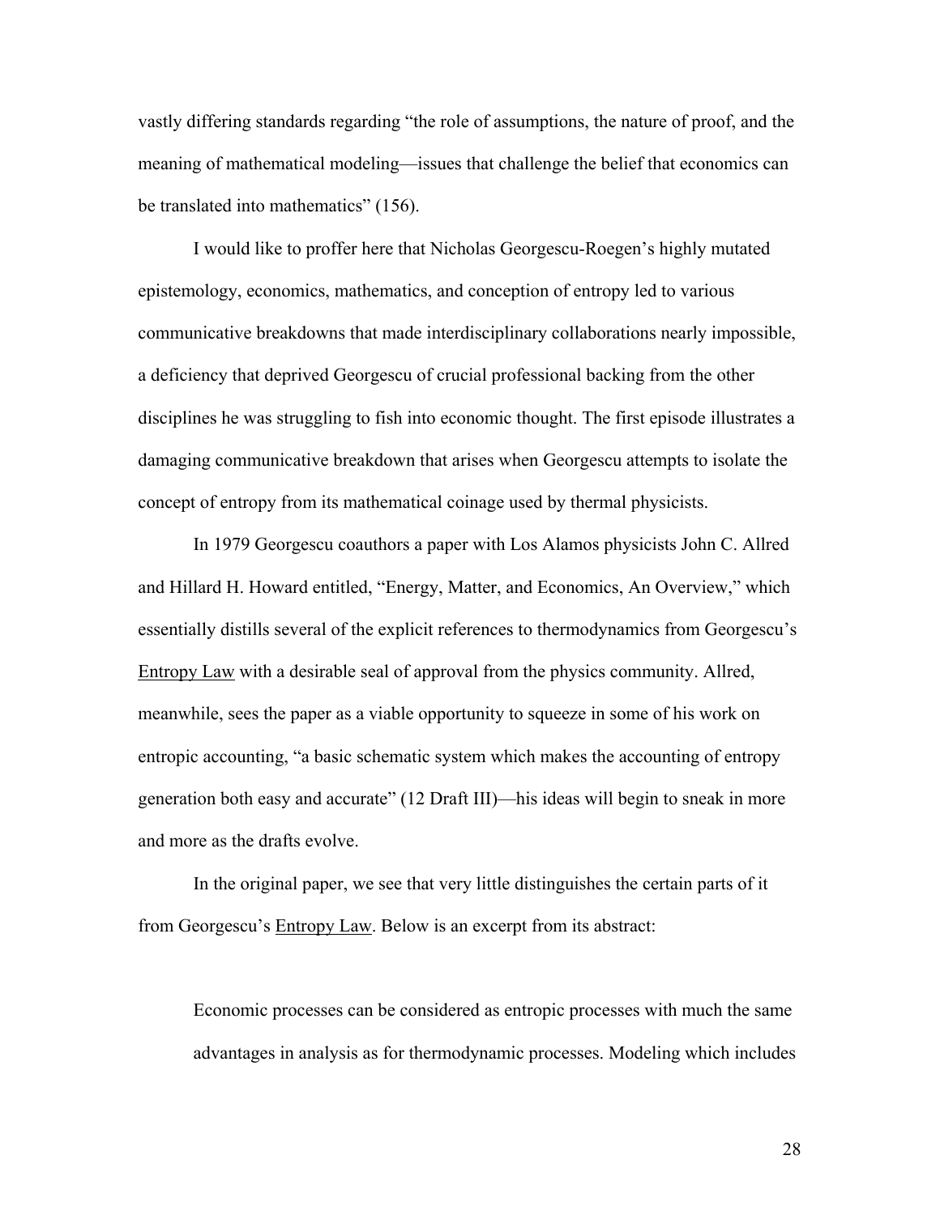vastly differing standards regarding "the role of assumptions, the nature of proof, and the meaning of mathematical modeling—issues that challenge the belief that economics can be translated into mathematics" (156).

I would like to proffer here that Nicholas Georgescu-Roegen's highly mutated epistemology, economics, mathematics, and conception of entropy led to various communicative breakdowns that made interdisciplinary collaborations nearly impossible, a deficiency that deprived Georgescu of crucial professional backing from the other disciplines he was struggling to fish into economic thought. The first episode illustrates a damaging communicative breakdown that arises when Georgescu attempts to isolate the concept of entropy from its mathematical coinage used by thermal physicists.

In 1979 Georgescu coauthors a paper with Los Alamos physicists John C. Allred and Hillard H. Howard entitled, "Energy, Matter, and Economics, An Overview," which essentially distills several of the explicit references to thermodynamics from Georgescu's Entropy Law with a desirable seal of approval from the physics community. Allred, meanwhile, sees the paper as a viable opportunity to squeeze in some of his work on entropic accounting, "a basic schematic system which makes the accounting of entropy generation both easy and accurate" (12 Draft III)—his ideas will begin to sneak in more and more as the drafts evolve.

In the original paper, we see that very little distinguishes the certain parts of it from Georgescu's Entropy Law. Below is an excerpt from its abstract:

> Economic processes can be considered as entropic processes with much the same advantages in analysis as for thermodynamic processes. Modeling which includes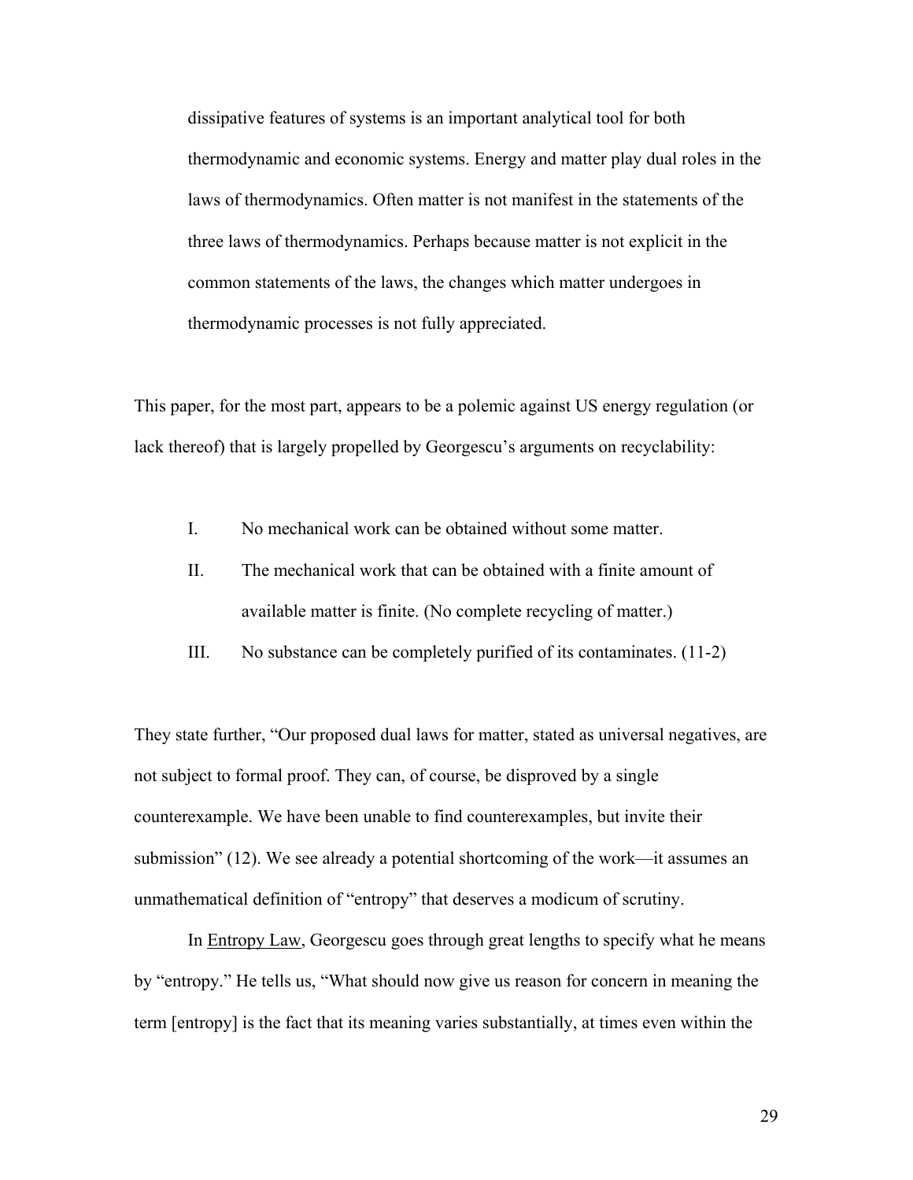> dissipative features of systems is an important analytical tool for both thermodynamic and economic systems. Energy and matter play dual roles in the laws of thermodynamics. Often matter is not manifest in the statements of the three laws of thermodynamics. Perhaps because matter is not explicit in the common statements of the laws, the changes which matter undergoes in thermodynamic processes is not fully appreciated.

This paper, for the most part, appears to be a polemic against US energy regulation (or lack thereof) that is largely propelled by Georgescu's arguments on recyclability:

> I. No mechanical work can be obtained without some matter.
>
> II. The mechanical work that can be obtained with a finite amount of available matter is finite. (No complete recycling of matter.)
>
> III. No substance can be completely purified of its contaminates. (11-2)

They state further, "Our proposed dual laws for matter, stated as universal negatives, are not subject to formal proof. They can, of course, be disproved by a single counterexample. We have been unable to find counterexamples, but invite their submission" (12). We see already a potential shortcoming of the work—it assumes an unmathematical definition of "entropy" that deserves a modicum of scrutiny.

In Entropy Law, Georgescu goes through great lengths to specify what he means by "entropy." He tells us, "What should now give us reason for concern in meaning the term [entropy] is the fact that its meaning varies substantially, at times even within the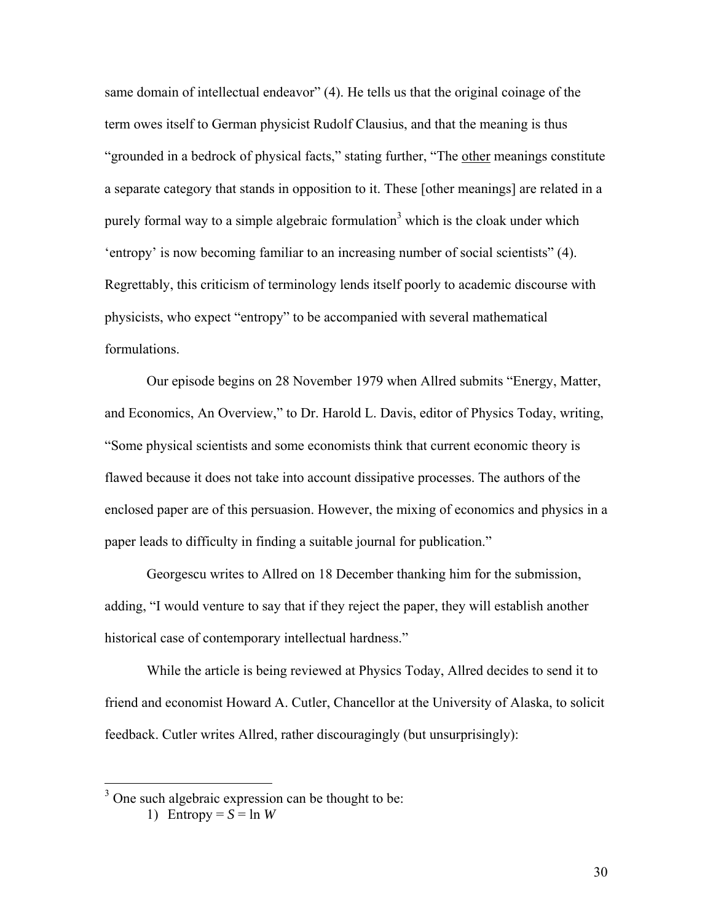same domain of intellectual endeavor" (4). He tells us that the original coinage of the term owes itself to German physicist Rudolf Clausius, and that the meaning is thus "grounded in a bedrock of physical facts," stating further, "The other meanings constitute a separate category that stands in opposition to it. These [other meanings] are related in a purely formal way to a simple algebraic formulation[3] which is the cloak under which 'entropy' is now becoming familiar to an increasing number of social scientists" (4). Regrettably, this criticism of terminology lends itself poorly to academic discourse with physicists, who expect "entropy" to be accompanied with several mathematical formulations.

Our episode begins on 28 November 1979 when Allred submits "Energy, Matter, and Economics, An Overview," to Dr. Harold L. Davis, editor of Physics Today, writing, "Some physical scientists and some economists think that current economic theory is flawed because it does not take into account dissipative processes. The authors of the enclosed paper are of this persuasion. However, the mixing of economics and physics in a paper leads to difficulty in finding a suitable journal for publication."

Georgescu writes to Allred on 18 December thanking him for the submission, adding, "I would venture to say that if they reject the paper, they will establish another historical case of contemporary intellectual hardness."

While the article is being reviewed at Physics Today, Allred decides to send it to friend and economist Howard A. Cutler, Chancellor at the University of Alaska, to solicit feedback. Cutler writes Allred, rather discouragingly (but unsurprisingly):

---

[3] One such algebraic expression can be thought to be:

1) Entropy = $S = \ln W$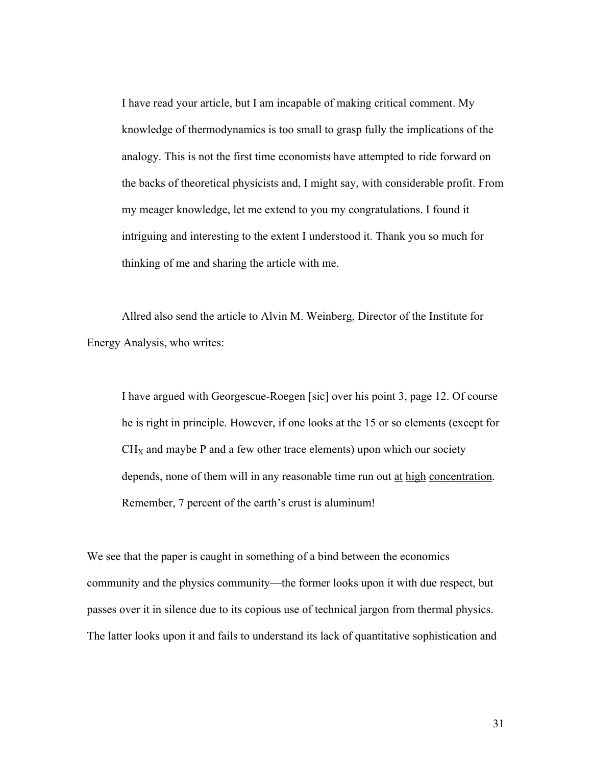> I have read your article, but I am incapable of making critical comment. My knowledge of thermodynamics is too small to grasp fully the implications of the analogy. This is not the first time economists have attempted to ride forward on the backs of theoretical physicists and, I might say, with considerable profit. From my meager knowledge, let me extend to you my congratulations. I found it intriguing and interesting to the extent I understood it. Thank you so much for thinking of me and sharing the article with me.

Allred also send the article to Alvin M. Weinberg, Director of the Institute for Energy Analysis, who writes:

> I have argued with Georgescue-Roegen [sic] over his point 3, page 12. Of course he is right in principle. However, if one looks at the 15 or so elements (except for $CH_X$ and maybe P and a few other trace elements) upon which our society depends, none of them will in any reasonable time run out <u>at high concentration</u>. Remember, 7 percent of the earth's crust is aluminum!

We see that the paper is caught in something of a bind between the economics community and the physics community—the former looks upon it with due respect, but passes over it in silence due to its copious use of technical jargon from thermal physics. The latter looks upon it and fails to understand its lack of quantitative sophistication and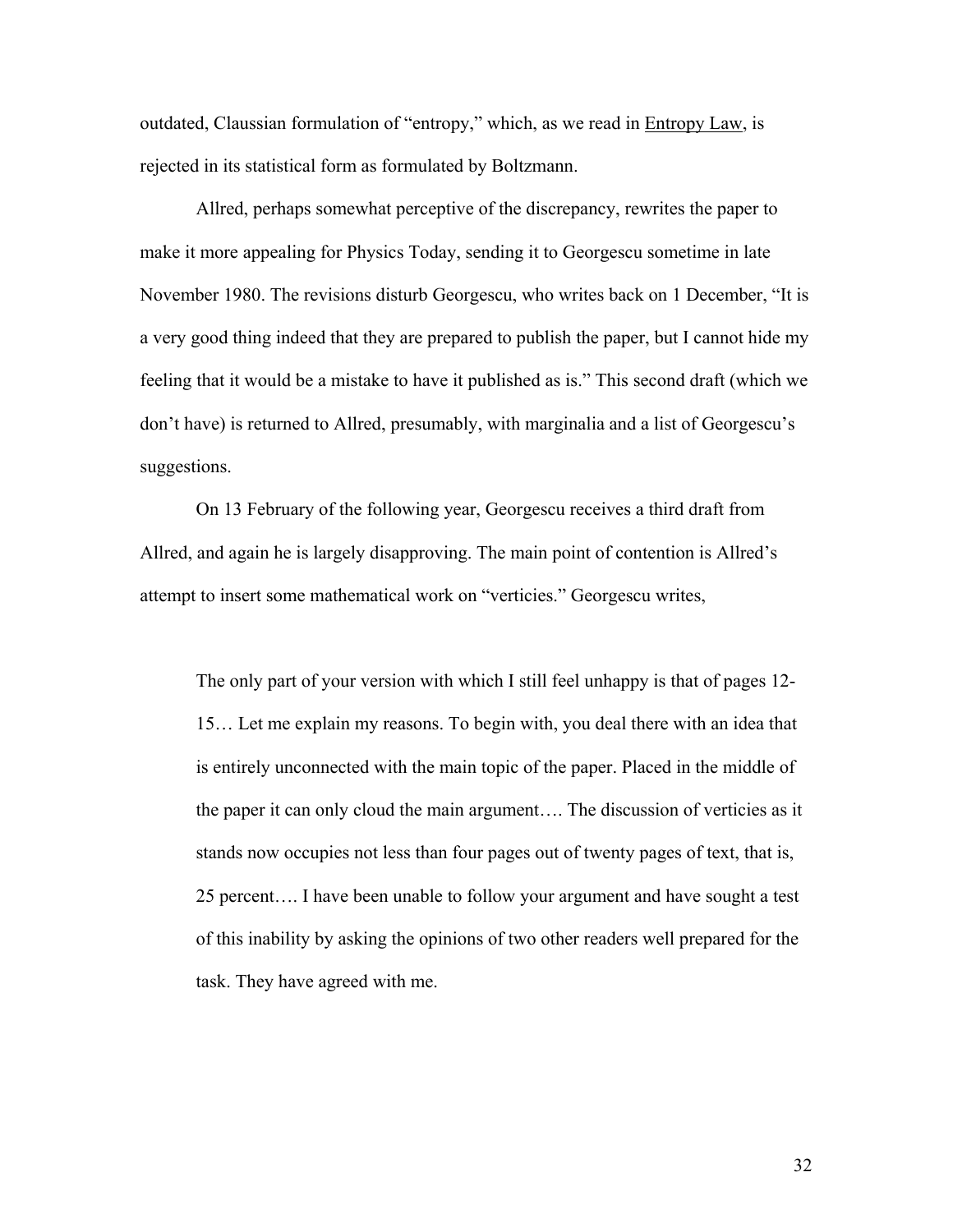outdated, Claussian formulation of "entropy," which, as we read in Entropy Law, is rejected in its statistical form as formulated by Boltzmann.

Allred, perhaps somewhat perceptive of the discrepancy, rewrites the paper to make it more appealing for Physics Today, sending it to Georgescu sometime in late November 1980. The revisions disturb Georgescu, who writes back on 1 December, "It is a very good thing indeed that they are prepared to publish the paper, but I cannot hide my feeling that it would be a mistake to have it published as is." This second draft (which we don't have) is returned to Allred, presumably, with marginalia and a list of Georgescu's suggestions.

On 13 February of the following year, Georgescu receives a third draft from Allred, and again he is largely disapproving. The main point of contention is Allred's attempt to insert some mathematical work on "verticies." Georgescu writes,

> The only part of your version with which I still feel unhappy is that of pages 12-15… Let me explain my reasons. To begin with, you deal there with an idea that is entirely unconnected with the main topic of the paper. Placed in the middle of the paper it can only cloud the main argument…. The discussion of verticies as it stands now occupies not less than four pages out of twenty pages of text, that is, 25 percent…. I have been unable to follow your argument and have sought a test of this inability by asking the opinions of two other readers well prepared for the task. They have agreed with me.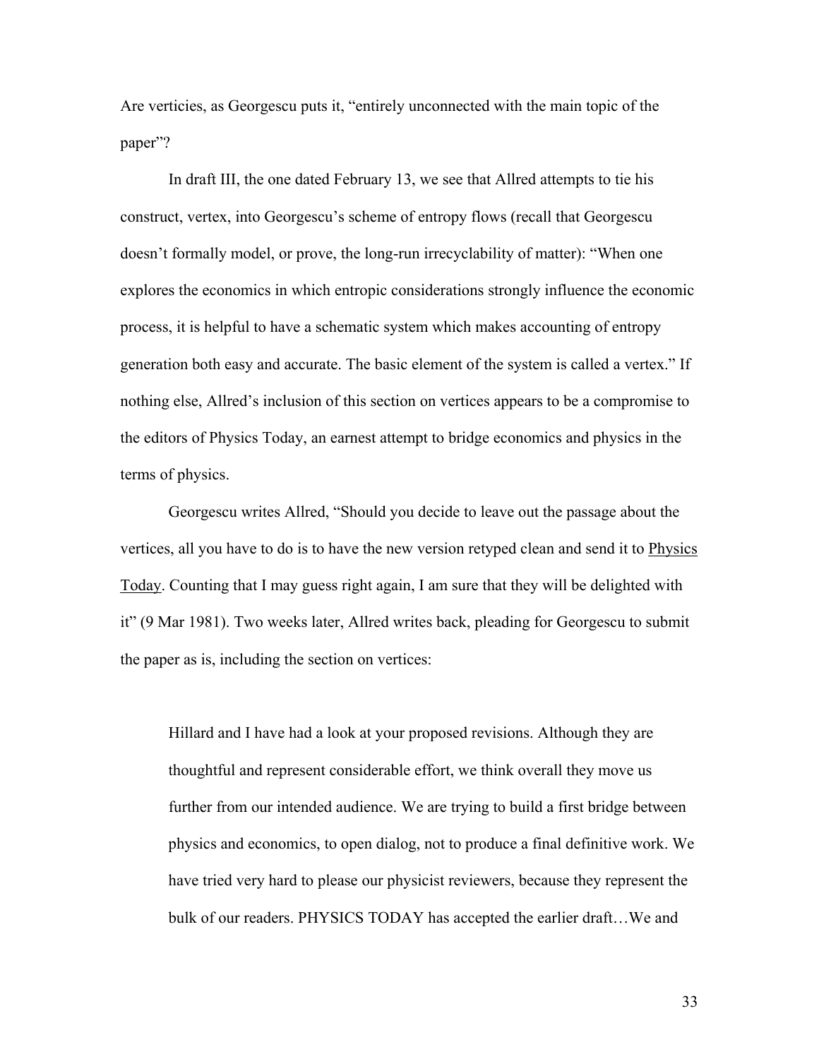Are verticies, as Georgescu puts it, “entirely unconnected with the main topic of the paper”?

In draft III, the one dated February 13, we see that Allred attempts to tie his construct, vertex, into Georgescu’s scheme of entropy flows (recall that Georgescu doesn’t formally model, or prove, the long-run irrecyclability of matter): “When one explores the economics in which entropic considerations strongly influence the economic process, it is helpful to have a schematic system which makes accounting of entropy generation both easy and accurate. The basic element of the system is called a vertex.” If nothing else, Allred’s inclusion of this section on vertices appears to be a compromise to the editors of Physics Today, an earnest attempt to bridge economics and physics in the terms of physics.

Georgescu writes Allred, “Should you decide to leave out the passage about the vertices, all you have to do is to have the new version retyped clean and send it to <u>Physics Today</u>. Counting that I may guess right again, I am sure that they will be delighted with it” (9 Mar 1981). Two weeks later, Allred writes back, pleading for Georgescu to submit the paper as is, including the section on vertices:

> Hillard and I have had a look at your proposed revisions. Although they are thoughtful and represent considerable effort, we think overall they move us further from our intended audience. We are trying to build a first bridge between physics and economics, to open dialog, not to produce a final definitive work. We have tried very hard to please our physicist reviewers, because they represent the bulk of our readers. PHYSICS TODAY has accepted the earlier draft…We and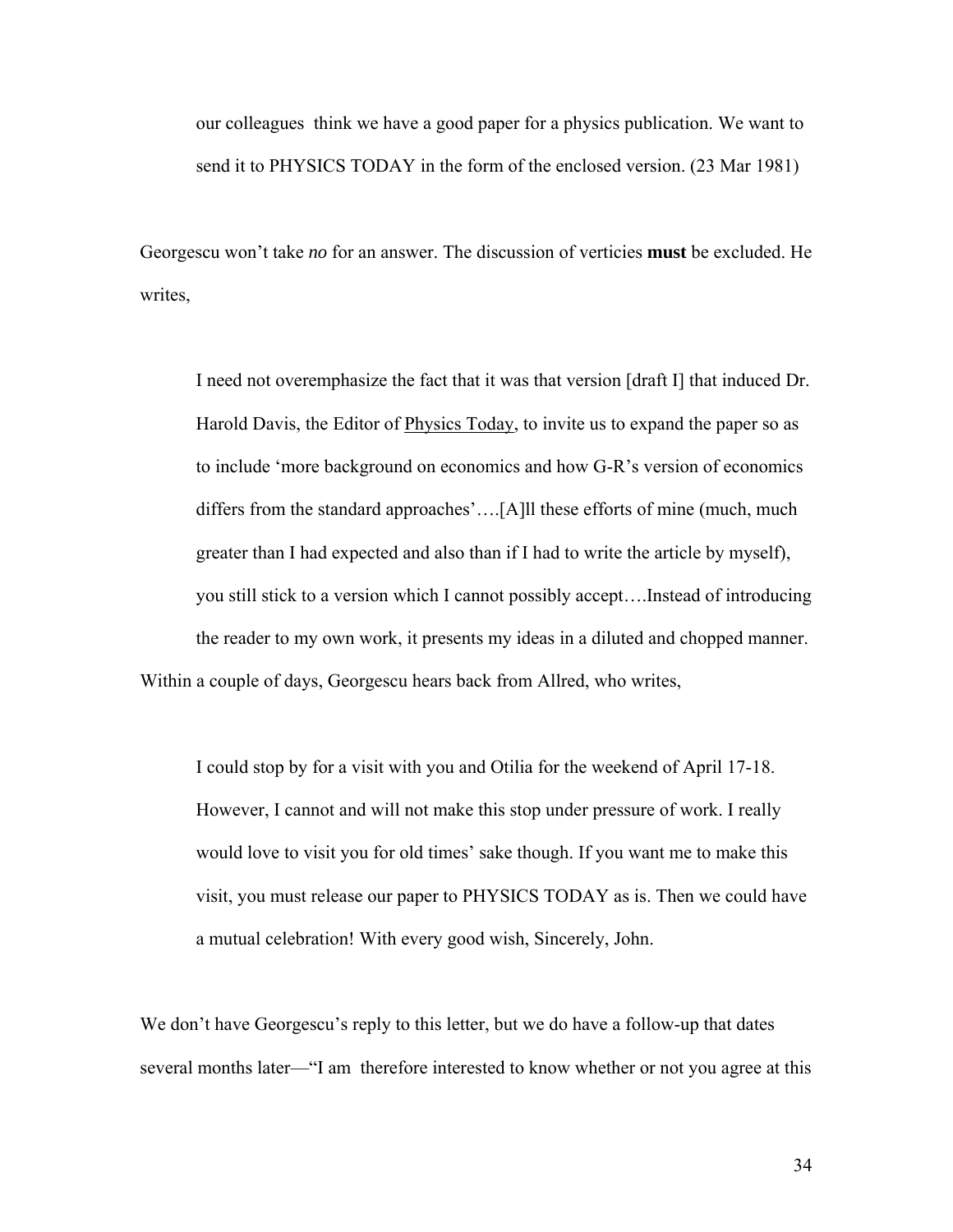> our colleagues think we have a good paper for a physics publication. We want to send it to PHYSICS TODAY in the form of the enclosed version. (23 Mar 1981)

Georgescu won't take *no* for an answer. The discussion of verticies **must** be excluded. He writes,

> I need not overemphasize the fact that it was that version [draft I] that induced Dr. Harold Davis, the Editor of Physics Today, to invite us to expand the paper so as to include 'more background on economics and how G-R's version of economics differs from the standard approaches'….[A]ll these efforts of mine (much, much greater than I had expected and also than if I had to write the article by myself), you still stick to a version which I cannot possibly accept….Instead of introducing the reader to my own work, it presents my ideas in a diluted and chopped manner.

Within a couple of days, Georgescu hears back from Allred, who writes,

> I could stop by for a visit with you and Otilia for the weekend of April 17-18. However, I cannot and will not make this stop under pressure of work. I really would love to visit you for old times' sake though. If you want me to make this visit, you must release our paper to PHYSICS TODAY as is. Then we could have a mutual celebration! With every good wish, Sincerely, John.

We don't have Georgescu's reply to this letter, but we do have a follow-up that dates several months later—"I am therefore interested to know whether or not you agree at this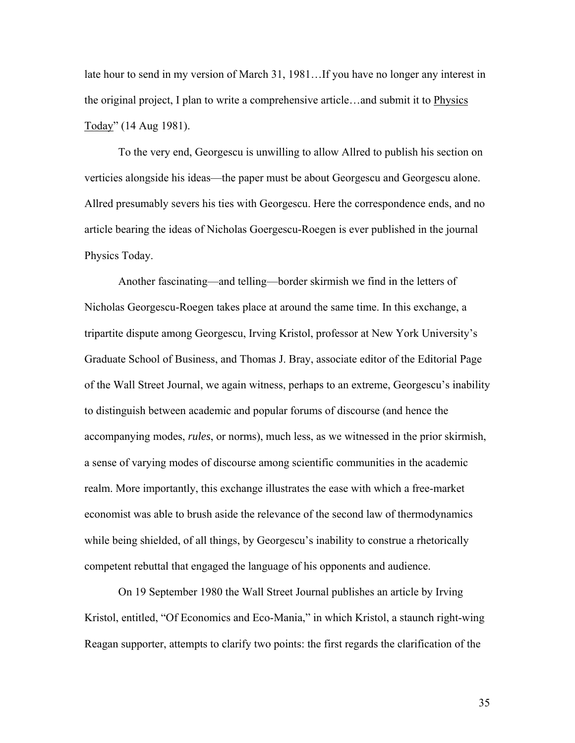late hour to send in my version of March 31, 1981…If you have no longer any interest in the original project, I plan to write a comprehensive article…and submit it to Physics Today" (14 Aug 1981).

To the very end, Georgescu is unwilling to allow Allred to publish his section on verticies alongside his ideas—the paper must be about Georgescu and Georgescu alone. Allred presumably severs his ties with Georgescu. Here the correspondence ends, and no article bearing the ideas of Nicholas Goergescu-Roegen is ever published in the journal Physics Today.

Another fascinating—and telling—border skirmish we find in the letters of Nicholas Georgescu-Roegen takes place at around the same time. In this exchange, a tripartite dispute among Georgescu, Irving Kristol, professor at New York University's Graduate School of Business, and Thomas J. Bray, associate editor of the Editorial Page of the Wall Street Journal, we again witness, perhaps to an extreme, Georgescu's inability to distinguish between academic and popular forums of discourse (and hence the accompanying modes, *rules*, or norms), much less, as we witnessed in the prior skirmish, a sense of varying modes of discourse among scientific communities in the academic realm. More importantly, this exchange illustrates the ease with which a free-market economist was able to brush aside the relevance of the second law of thermodynamics while being shielded, of all things, by Georgescu's inability to construe a rhetorically competent rebuttal that engaged the language of his opponents and audience.

On 19 September 1980 the Wall Street Journal publishes an article by Irving Kristol, entitled, "Of Economics and Eco-Mania," in which Kristol, a staunch right-wing Reagan supporter, attempts to clarify two points: the first regards the clarification of the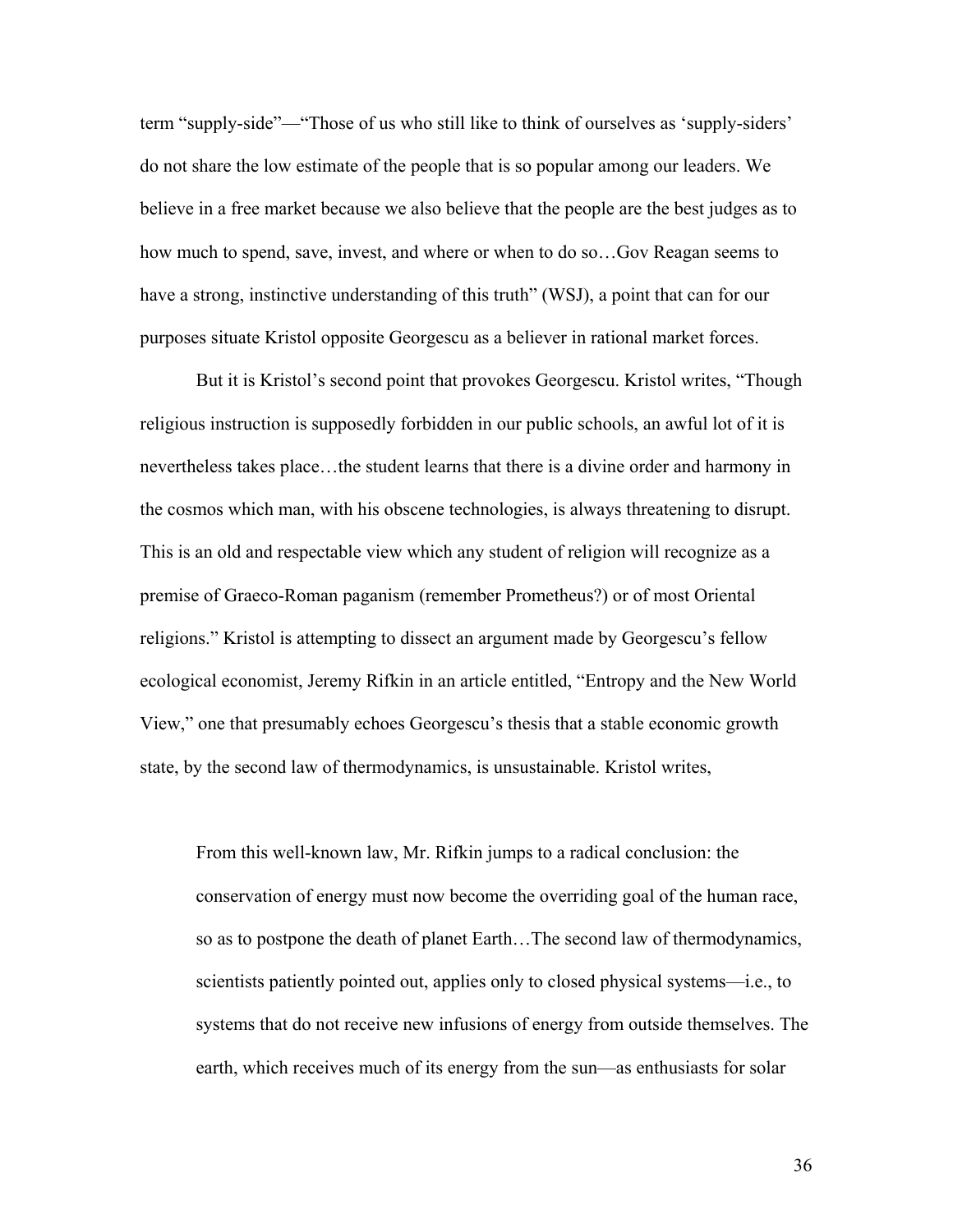term “supply-side”—“Those of us who still like to think of ourselves as ‘supply-siders’ do not share the low estimate of the people that is so popular among our leaders. We believe in a free market because we also believe that the people are the best judges as to how much to spend, save, invest, and where or when to do so…Gov Reagan seems to have a strong, instinctive understanding of this truth” (WSJ), a point that can for our purposes situate Kristol opposite Georgescu as a believer in rational market forces.

But it is Kristol’s second point that provokes Georgescu. Kristol writes, “Though religious instruction is supposedly forbidden in our public schools, an awful lot of it is nevertheless takes place…the student learns that there is a divine order and harmony in the cosmos which man, with his obscene technologies, is always threatening to disrupt. This is an old and respectable view which any student of religion will recognize as a premise of Graeco-Roman paganism (remember Prometheus?) or of most Oriental religions.” Kristol is attempting to dissect an argument made by Georgescu’s fellow ecological economist, Jeremy Rifkin in an article entitled, “Entropy and the New World View,” one that presumably echoes Georgescu’s thesis that a stable economic growth state, by the second law of thermodynamics, is unsustainable. Kristol writes,

> From this well-known law, Mr. Rifkin jumps to a radical conclusion: the conservation of energy must now become the overriding goal of the human race, so as to postpone the death of planet Earth…The second law of thermodynamics, scientists patiently pointed out, applies only to closed physical systems—i.e., to systems that do not receive new infusions of energy from outside themselves. The earth, which receives much of its energy from the sun—as enthusiasts for solar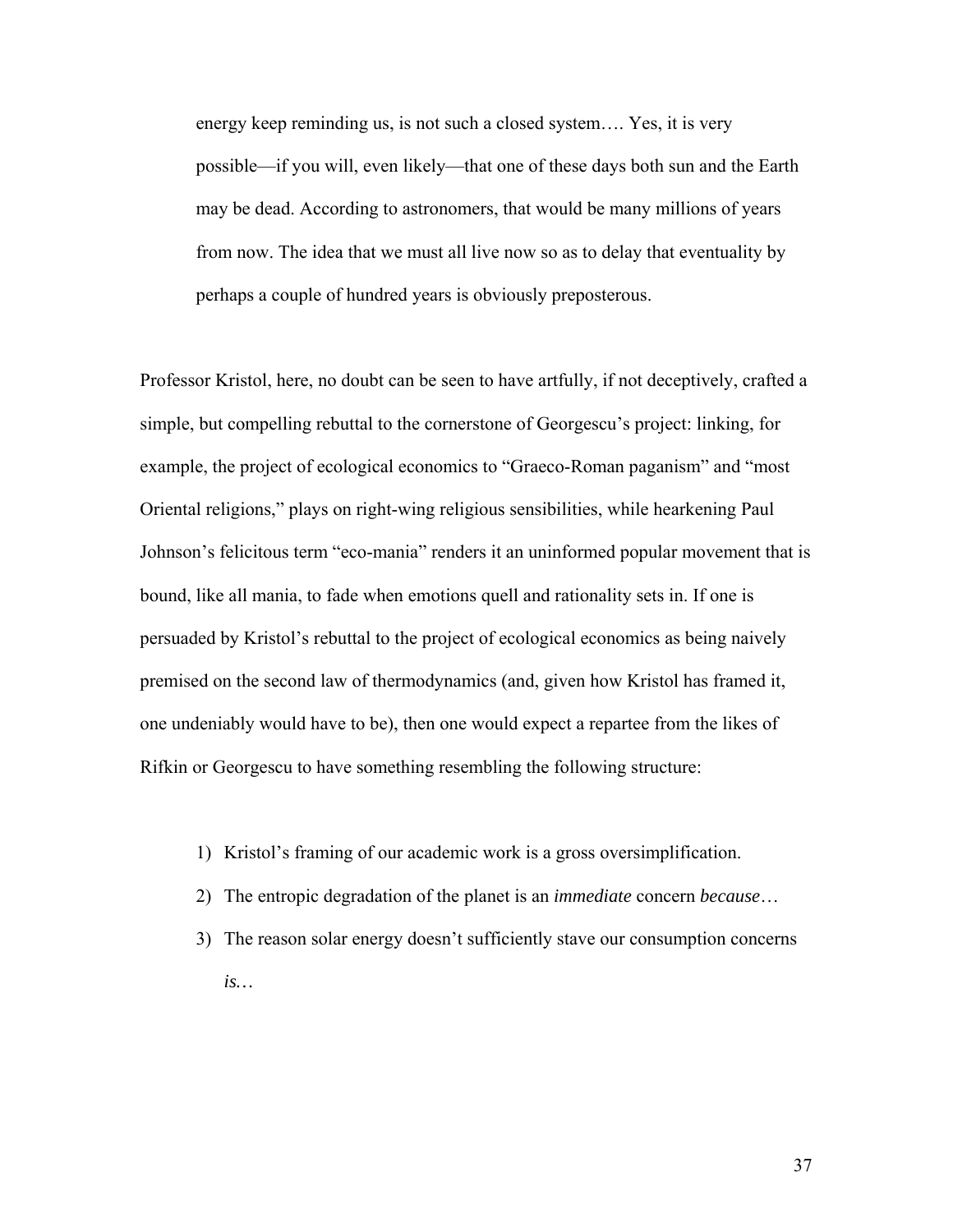> energy keep reminding us, is not such a closed system…. Yes, it is very possible—if you will, even likely—that one of these days both sun and the Earth may be dead. According to astronomers, that would be many millions of years from now. The idea that we must all live now so as to delay that eventuality by perhaps a couple of hundred years is obviously preposterous.

Professor Kristol, here, no doubt can be seen to have artfully, if not deceptively, crafted a simple, but compelling rebuttal to the cornerstone of Georgescu's project: linking, for example, the project of ecological economics to "Graeco-Roman paganism" and "most Oriental religions," plays on right-wing religious sensibilities, while hearkening Paul Johnson's felicitous term "eco-mania" renders it an uninformed popular movement that is bound, like all mania, to fade when emotions quell and rationality sets in. If one is persuaded by Kristol's rebuttal to the project of ecological economics as being naively premised on the second law of thermodynamics (and, given how Kristol has framed it, one undeniably would have to be), then one would expect a repartee from the likes of Rifkin or Georgescu to have something resembling the following structure:

1) Kristol's framing of our academic work is a gross oversimplification.
2) The entropic degradation of the planet is an *immediate* concern *because*…
3) The reason solar energy doesn't sufficiently stave our consumption concerns *is…*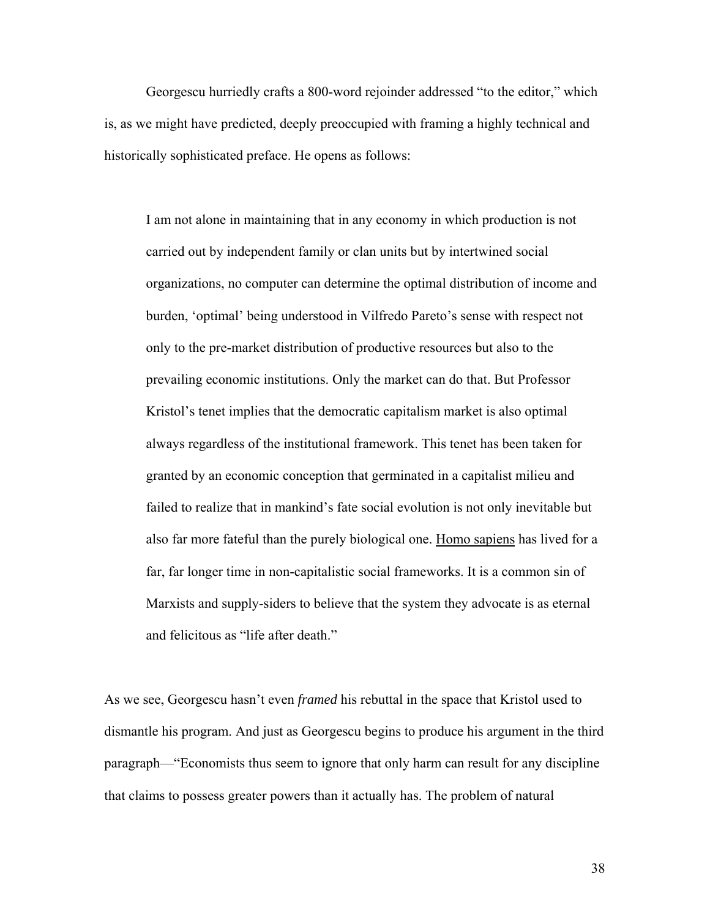Georgescu hurriedly crafts a 800-word rejoinder addressed "to the editor," which is, as we might have predicted, deeply preoccupied with framing a highly technical and historically sophisticated preface. He opens as follows:

> I am not alone in maintaining that in any economy in which production is not carried out by independent family or clan units but by intertwined social organizations, no computer can determine the optimal distribution of income and burden, 'optimal' being understood in Vilfredo Pareto's sense with respect not only to the pre-market distribution of productive resources but also to the prevailing economic institutions. Only the market can do that. But Professor Kristol's tenet implies that the democratic capitalism market is also optimal always regardless of the institutional framework. This tenet has been taken for granted by an economic conception that germinated in a capitalist milieu and failed to realize that in mankind's fate social evolution is not only inevitable but also far more fateful than the purely biological one. Homo sapiens has lived for a far, far longer time in non-capitalistic social frameworks. It is a common sin of Marxists and supply-siders to believe that the system they advocate is as eternal and felicitous as "life after death."

As we see, Georgescu hasn't even *framed* his rebuttal in the space that Kristol used to dismantle his program. And just as Georgescu begins to produce his argument in the third paragraph—"Economists thus seem to ignore that only harm can result for any discipline that claims to possess greater powers than it actually has. The problem of natural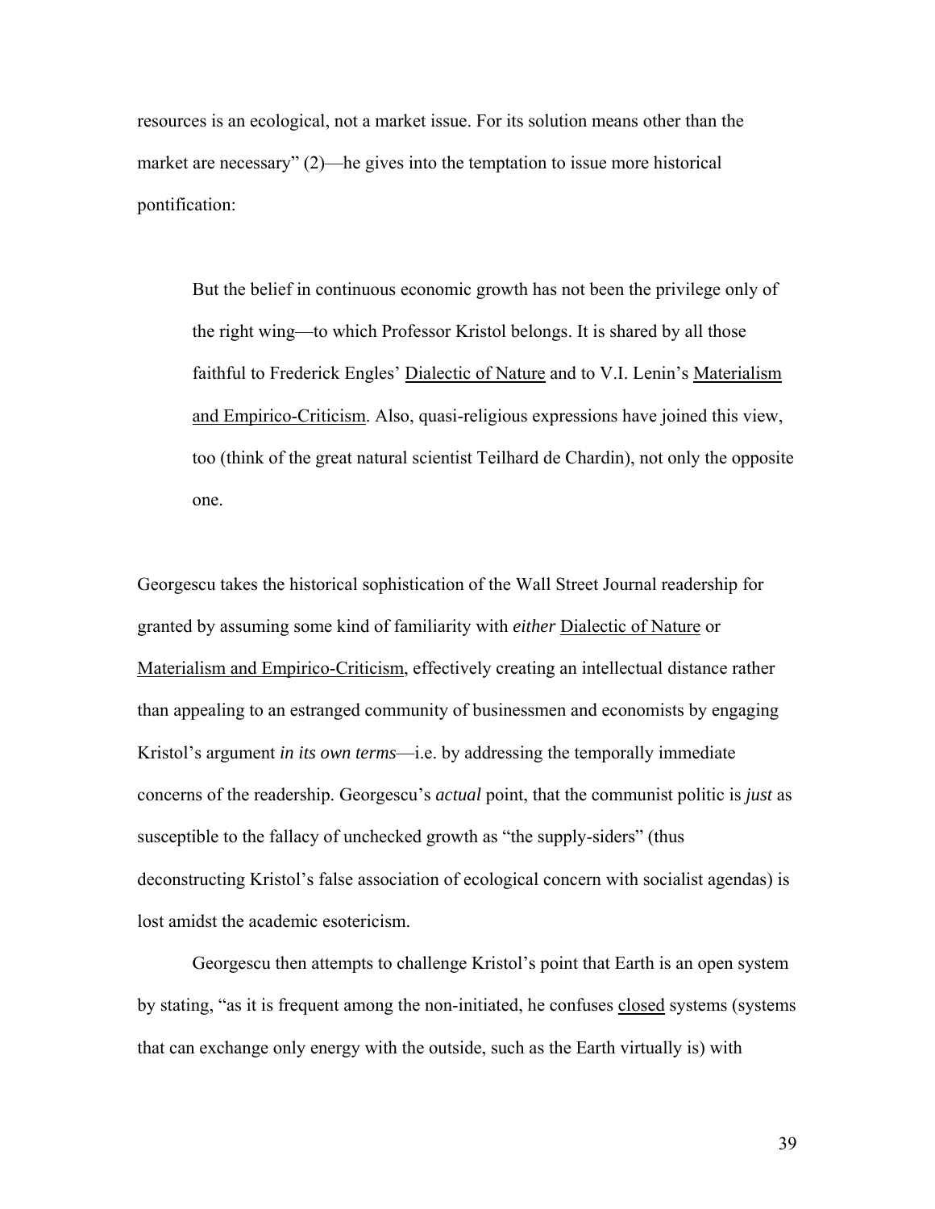resources is an ecological, not a market issue. For its solution means other than the market are necessary" (2)—he gives into the temptation to issue more historical pontification:

> But the belief in continuous economic growth has not been the privilege only of the right wing—to which Professor Kristol belongs. It is shared by all those faithful to Frederick Engles' <u>Dialectic of Nature</u> and to V.I. Lenin's <u>Materialism and Empirico-Criticism</u>. Also, quasi-religious expressions have joined this view, too (think of the great natural scientist Teilhard de Chardin), not only the opposite one.

Georgescu takes the historical sophistication of the Wall Street Journal readership for granted by assuming some kind of familiarity with *either* <u>Dialectic of Nature</u> or <u>Materialism and Empirico-Criticism</u>, effectively creating an intellectual distance rather than appealing to an estranged community of businessmen and economists by engaging Kristol's argument *in its own terms*—i.e. by addressing the temporally immediate concerns of the readership. Georgescu's *actual* point, that the communist politic is *just* as susceptible to the fallacy of unchecked growth as "the supply-siders" (thus deconstructing Kristol's false association of ecological concern with socialist agendas) is lost amidst the academic esotericism.

Georgescu then attempts to challenge Kristol's point that Earth is an open system by stating, "as it is frequent among the non-initiated, he confuses <u>closed</u> systems (systems that can exchange only energy with the outside, such as the Earth virtually is) with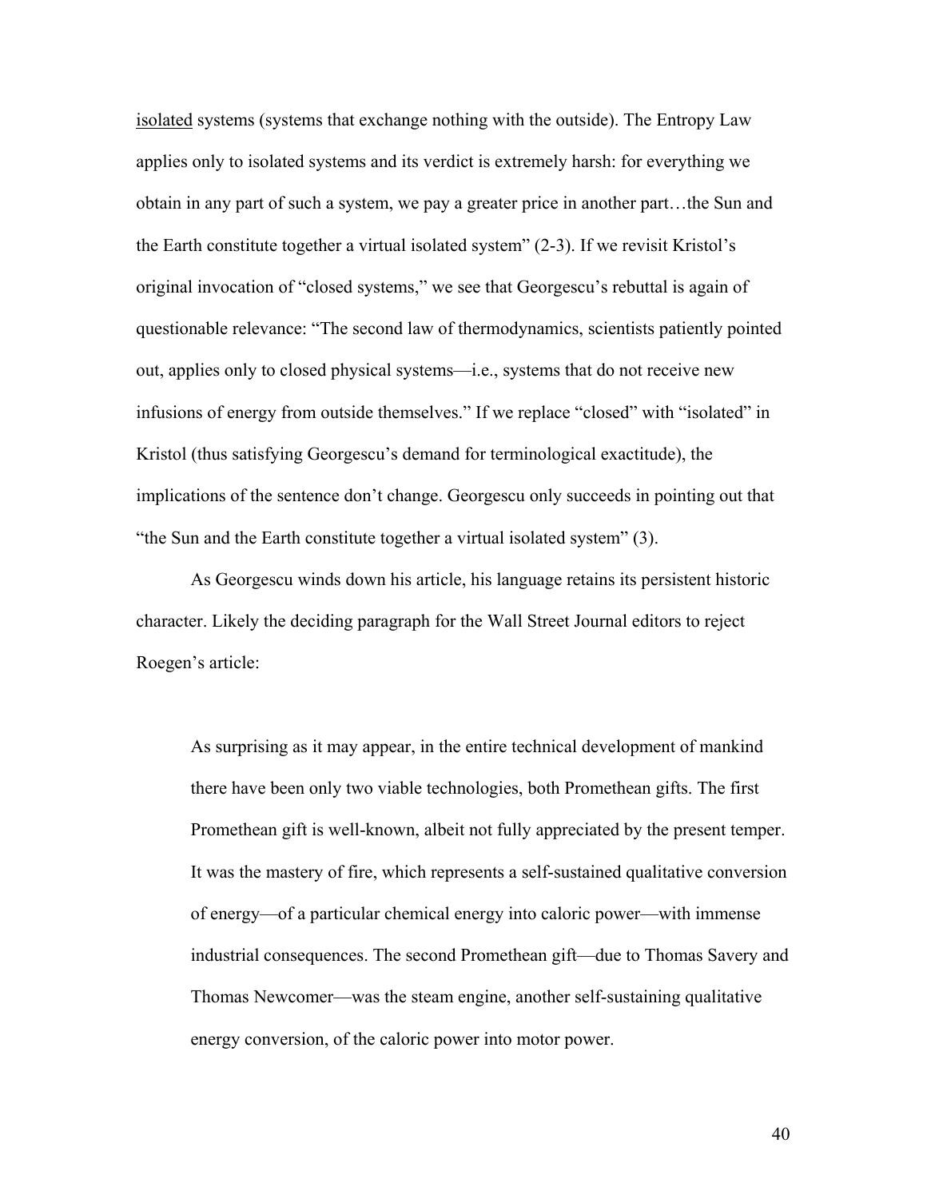isolated systems (systems that exchange nothing with the outside). The Entropy Law applies only to isolated systems and its verdict is extremely harsh: for everything we obtain in any part of such a system, we pay a greater price in another part…the Sun and the Earth constitute together a virtual isolated system" (2-3). If we revisit Kristol's original invocation of "closed systems," we see that Georgescu's rebuttal is again of questionable relevance: "The second law of thermodynamics, scientists patiently pointed out, applies only to closed physical systems—i.e., systems that do not receive new infusions of energy from outside themselves." If we replace "closed" with "isolated" in Kristol (thus satisfying Georgescu's demand for terminological exactitude), the implications of the sentence don't change. Georgescu only succeeds in pointing out that "the Sun and the Earth constitute together a virtual isolated system" (3).

As Georgescu winds down his article, his language retains its persistent historic character. Likely the deciding paragraph for the Wall Street Journal editors to reject Roegen's article:

> As surprising as it may appear, in the entire technical development of mankind there have been only two viable technologies, both Promethean gifts. The first Promethean gift is well-known, albeit not fully appreciated by the present temper. It was the mastery of fire, which represents a self-sustained qualitative conversion of energy—of a particular chemical energy into caloric power—with immense industrial consequences. The second Promethean gift—due to Thomas Savery and Thomas Newcomer—was the steam engine, another self-sustaining qualitative energy conversion, of the caloric power into motor power.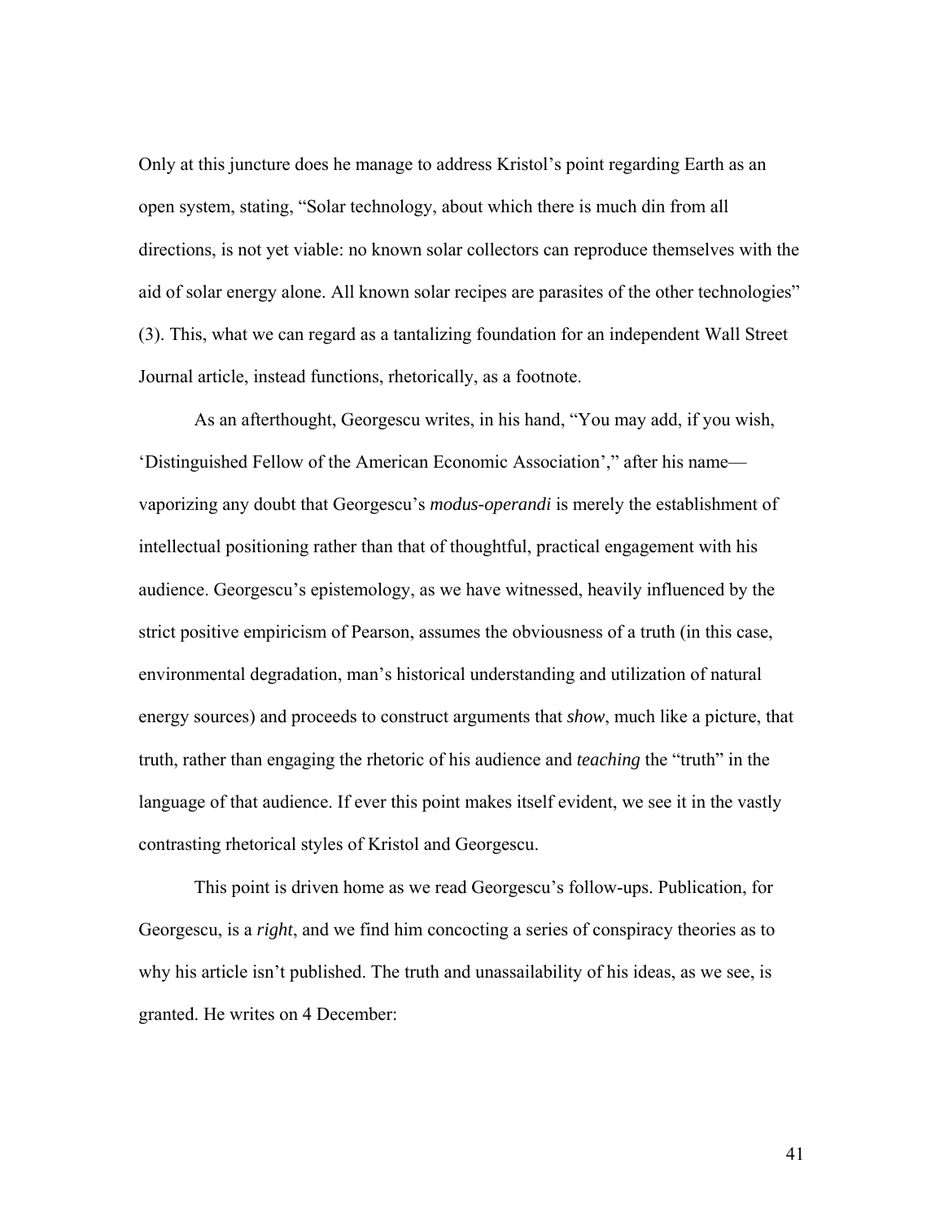Only at this juncture does he manage to address Kristol's point regarding Earth as an open system, stating, "Solar technology, about which there is much din from all directions, is not yet viable: no known solar collectors can reproduce themselves with the aid of solar energy alone. All known solar recipes are parasites of the other technologies" (3). This, what we can regard as a tantalizing foundation for an independent Wall Street Journal article, instead functions, rhetorically, as a footnote.

As an afterthought, Georgescu writes, in his hand, "You may add, if you wish, 'Distinguished Fellow of the American Economic Association'," after his name—vaporizing any doubt that Georgescu's *modus-operandi* is merely the establishment of intellectual positioning rather than that of thoughtful, practical engagement with his audience. Georgescu's epistemology, as we have witnessed, heavily influenced by the strict positive empiricism of Pearson, assumes the obviousness of a truth (in this case, environmental degradation, man's historical understanding and utilization of natural energy sources) and proceeds to construct arguments that *show*, much like a picture, that truth, rather than engaging the rhetoric of his audience and *teaching* the "truth" in the language of that audience. If ever this point makes itself evident, we see it in the vastly contrasting rhetorical styles of Kristol and Georgescu.

This point is driven home as we read Georgescu's follow-ups. Publication, for Georgescu, is a *right*, and we find him concocting a series of conspiracy theories as to why his article isn't published. The truth and unassailability of his ideas, as we see, is granted. He writes on 4 December: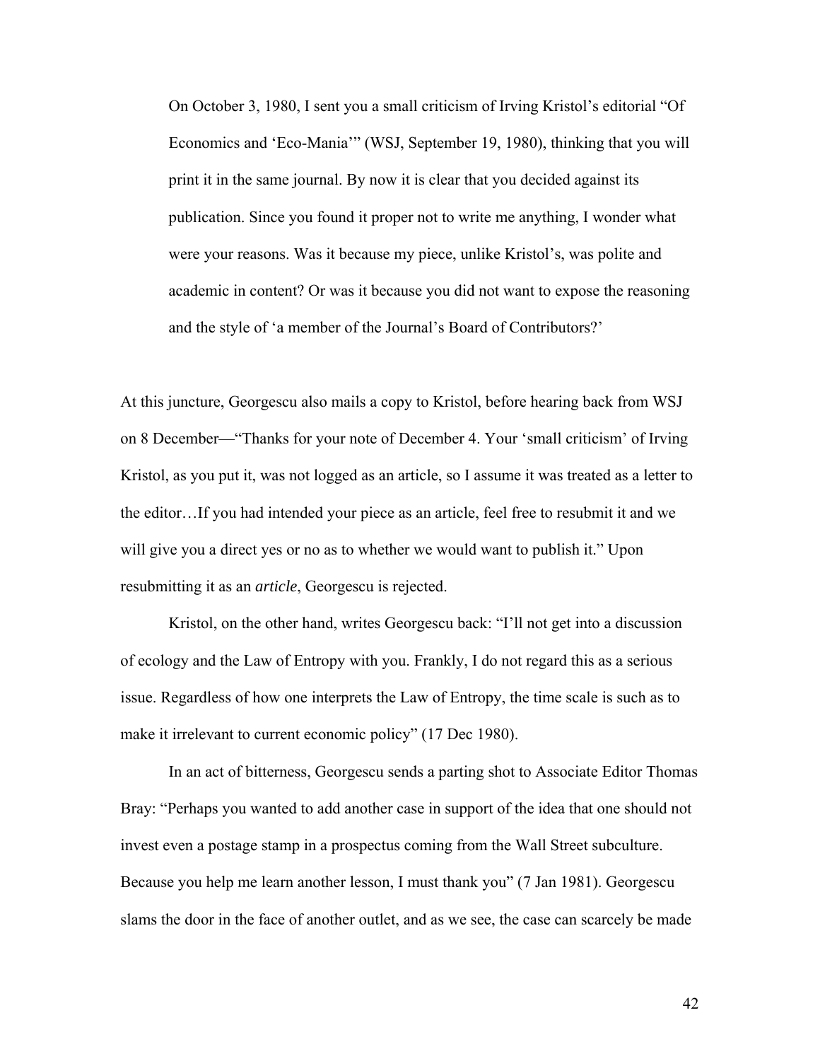> On October 3, 1980, I sent you a small criticism of Irving Kristol's editorial "Of Economics and 'Eco-Mania'" (WSJ, September 19, 1980), thinking that you will print it in the same journal. By now it is clear that you decided against its publication. Since you found it proper not to write me anything, I wonder what were your reasons. Was it because my piece, unlike Kristol's, was polite and academic in content? Or was it because you did not want to expose the reasoning and the style of 'a member of the Journal's Board of Contributors?'

At this juncture, Georgescu also mails a copy to Kristol, before hearing back from WSJ on 8 December—"Thanks for your note of December 4. Your 'small criticism' of Irving Kristol, as you put it, was not logged as an article, so I assume it was treated as a letter to the editor…If you had intended your piece as an article, feel free to resubmit it and we will give you a direct yes or no as to whether we would want to publish it." Upon resubmitting it as an *article*, Georgescu is rejected.

Kristol, on the other hand, writes Georgescu back: "I'll not get into a discussion of ecology and the Law of Entropy with you. Frankly, I do not regard this as a serious issue. Regardless of how one interprets the Law of Entropy, the time scale is such as to make it irrelevant to current economic policy" (17 Dec 1980).

In an act of bitterness, Georgescu sends a parting shot to Associate Editor Thomas Bray: "Perhaps you wanted to add another case in support of the idea that one should not invest even a postage stamp in a prospectus coming from the Wall Street subculture. Because you help me learn another lesson, I must thank you" (7 Jan 1981). Georgescu slams the door in the face of another outlet, and as we see, the case can scarcely be made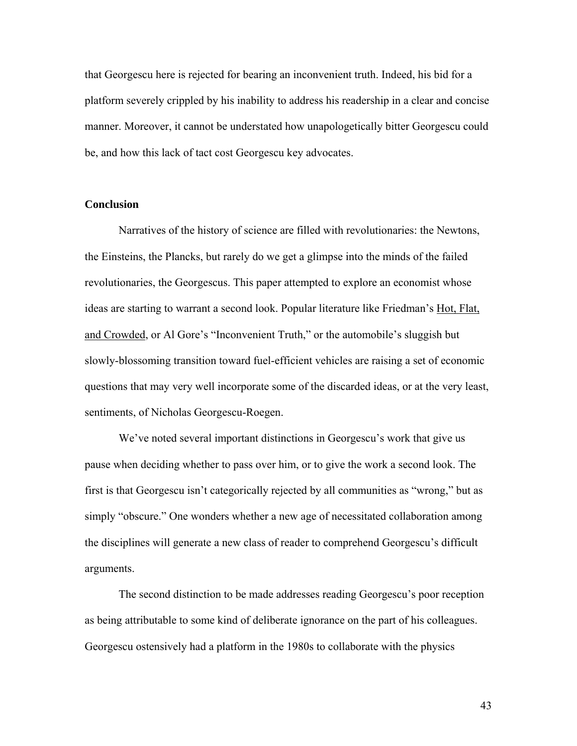that Georgescu here is rejected for bearing an inconvenient truth. Indeed, his bid for a platform severely crippled by his inability to address his readership in a clear and concise manner. Moreover, it cannot be understated how unapologetically bitter Georgescu could be, and how this lack of tact cost Georgescu key advocates.

## Conclusion

Narratives of the history of science are filled with revolutionaries: the Newtons, the Einsteins, the Plancks, but rarely do we get a glimpse into the minds of the failed revolutionaries, the Georgescus. This paper attempted to explore an economist whose ideas are starting to warrant a second look. Popular literature like Friedman's Hot, Flat, and Crowded, or Al Gore's "Inconvenient Truth," or the automobile's sluggish but slowly-blossoming transition toward fuel-efficient vehicles are raising a set of economic questions that may very well incorporate some of the discarded ideas, or at the very least, sentiments, of Nicholas Georgescu-Roegen.

We've noted several important distinctions in Georgescu's work that give us pause when deciding whether to pass over him, or to give the work a second look. The first is that Georgescu isn't categorically rejected by all communities as "wrong," but as simply "obscure." One wonders whether a new age of necessitated collaboration among the disciplines will generate a new class of reader to comprehend Georgescu's difficult arguments.

The second distinction to be made addresses reading Georgescu's poor reception as being attributable to some kind of deliberate ignorance on the part of his colleagues. Georgescu ostensively had a platform in the 1980s to collaborate with the physics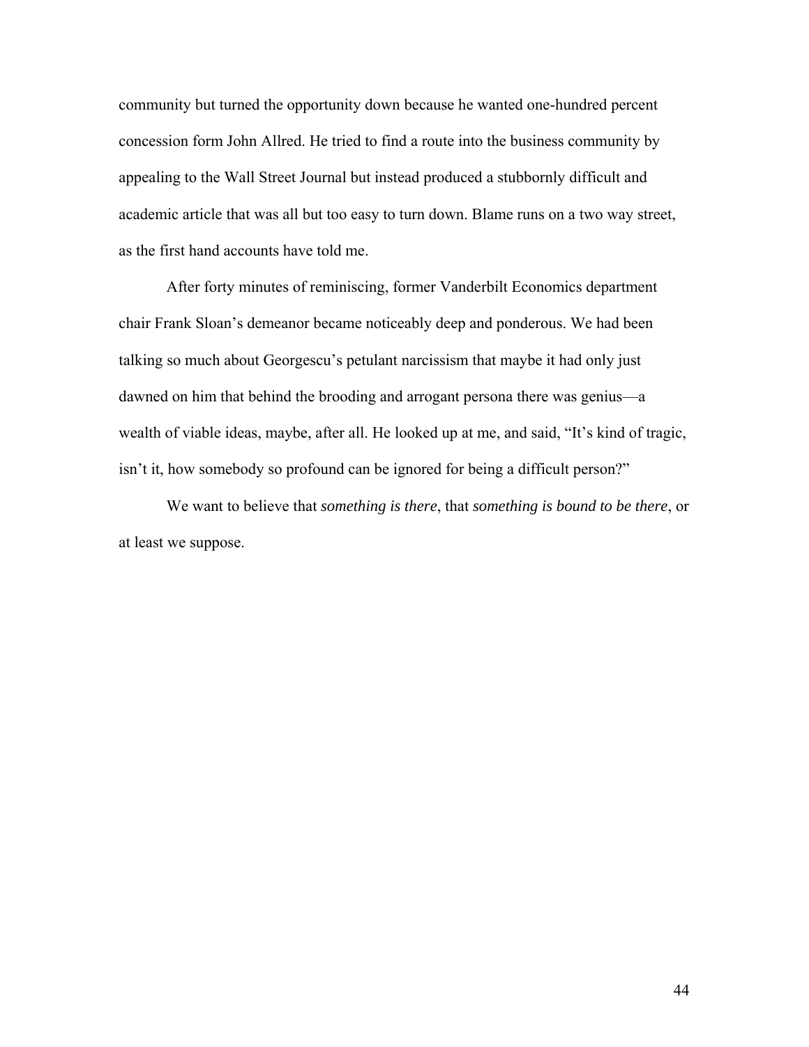community but turned the opportunity down because he wanted one-hundred percent concession form John Allred. He tried to find a route into the business community by appealing to the Wall Street Journal but instead produced a stubbornly difficult and academic article that was all but too easy to turn down. Blame runs on a two way street, as the first hand accounts have told me.

After forty minutes of reminiscing, former Vanderbilt Economics department chair Frank Sloan's demeanor became noticeably deep and ponderous. We had been talking so much about Georgescu's petulant narcissism that maybe it had only just dawned on him that behind the brooding and arrogant persona there was genius—a wealth of viable ideas, maybe, after all. He looked up at me, and said, "It's kind of tragic, isn't it, how somebody so profound can be ignored for being a difficult person?"

We want to believe that *something is there*, that *something is bound to be there*, or at least we suppose.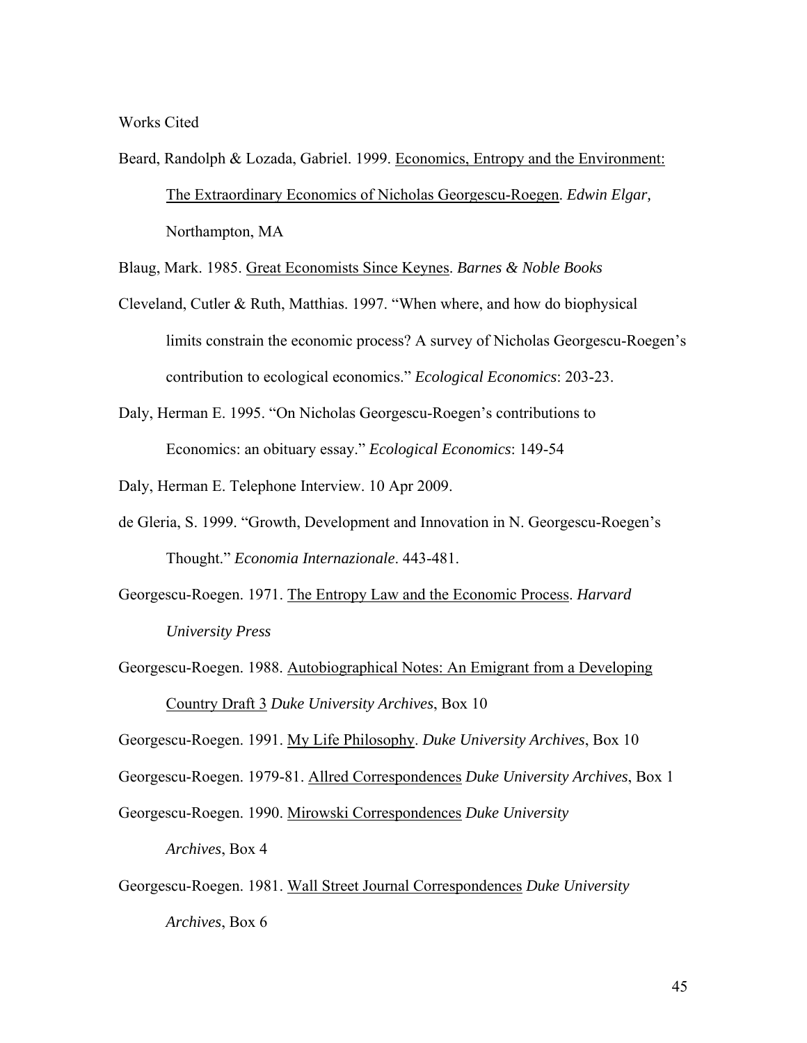Works Cited

Beard, Randolph & Lozada, Gabriel. 1999. <u>Economics, Entropy and the Environment: The Extraordinary Economics of Nicholas Georgescu-Roegen</u>. *Edwin Elgar,* Northampton, MA

Blaug, Mark. 1985. <u>Great Economists Since Keynes</u>. *Barnes & Noble Books*

Cleveland, Cutler & Ruth, Matthias. 1997. "When where, and how do biophysical limits constrain the economic process? A survey of Nicholas Georgescu-Roegen's contribution to ecological economics." *Ecological Economics*: 203-23.

Daly, Herman E. 1995. "On Nicholas Georgescu-Roegen's contributions to Economics: an obituary essay." *Ecological Economics*: 149-54

Daly, Herman E. Telephone Interview. 10 Apr 2009.

de Gleria, S. 1999. "Growth, Development and Innovation in N. Georgescu-Roegen's Thought." *Economia Internazionale*. 443-481.

Georgescu-Roegen. 1971. <u>The Entropy Law and the Economic Process</u>. *Harvard University Press*

Georgescu-Roegen. 1988. <u>Autobiographical Notes: An Emigrant from a Developing Country Draft 3</u> *Duke University Archives*, Box 10

Georgescu-Roegen. 1991. <u>My Life Philosophy</u>. *Duke University Archives*, Box 10

Georgescu-Roegen. 1979-81. <u>Allred Correspondences</u> *Duke University Archives*, Box 1

Georgescu-Roegen. 1990. <u>Mirowski Correspondences</u> *Duke University Archives*, Box 4

Georgescu-Roegen. 1981. <u>Wall Street Journal Correspondences</u> *Duke University Archives*, Box 6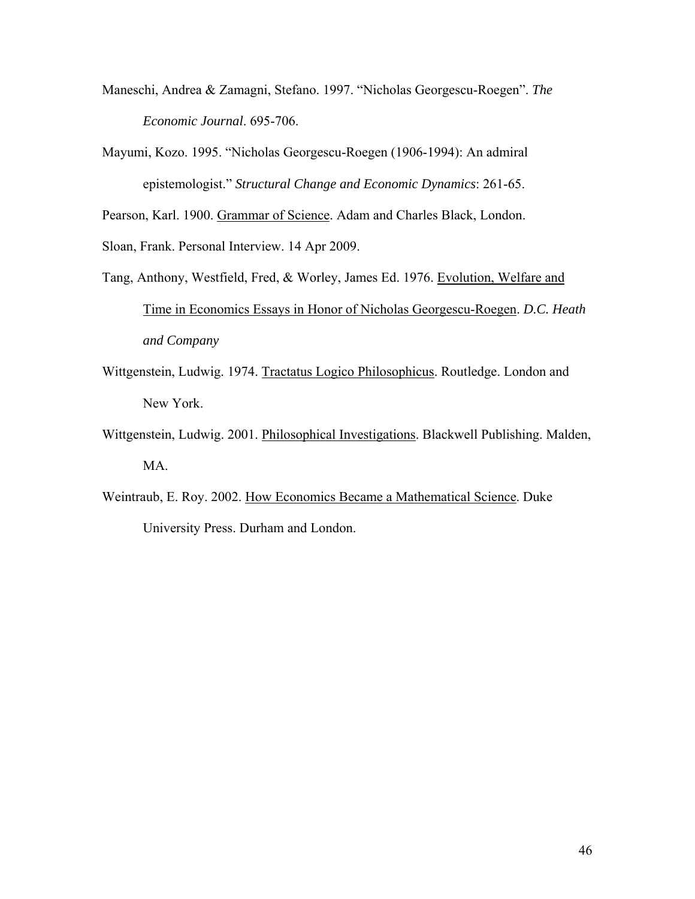Maneschi, Andrea & Zamagni, Stefano. 1997. "Nicholas Georgescu-Roegen". *The Economic Journal*. 695-706.

Mayumi, Kozo. 1995. "Nicholas Georgescu-Roegen (1906-1994): An admiral epistemologist." *Structural Change and Economic Dynamics*: 261-65.

Pearson, Karl. 1900. <u>Grammar of Science</u>. Adam and Charles Black, London.

Sloan, Frank. Personal Interview. 14 Apr 2009.

Tang, Anthony, Westfield, Fred, & Worley, James Ed. 1976. <u>Evolution, Welfare and Time in Economics Essays in Honor of Nicholas Georgescu-Roegen</u>. *D.C. Heath and Company*

Wittgenstein, Ludwig. 1974. <u>Tractatus Logico Philosophicus</u>. Routledge. London and New York.

Wittgenstein, Ludwig. 2001. <u>Philosophical Investigations</u>. Blackwell Publishing. Malden, MA.

Weintraub, E. Roy. 2002. <u>How Economics Became a Mathematical Science</u>. Duke University Press. Durham and London.